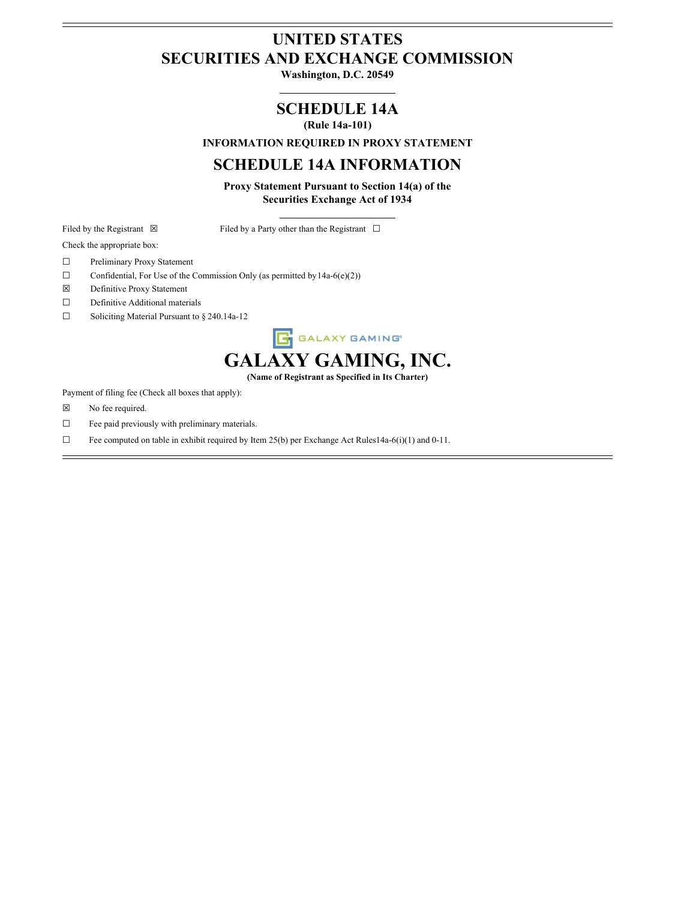# UNITED STATES
# SECURITIES AND EXCHANGE COMMISSION

**Washington, D.C. 20549**

---

## SCHEDULE 14A

**(Rule 14a-101)**

**INFORMATION REQUIRED IN PROXY STATEMENT**

## SCHEDULE 14A INFORMATION

**Proxy Statement Pursuant to Section 14(a) of the Securities Exchange Act of 1934**

---

Filed by the Registrant ☒ Filed by a Party other than the Registrant ☐

Check the appropriate box:

☐ Preliminary Proxy Statement

☐ Confidential, For Use of the Commission Only (as permitted by14a-6(e)(2))

☒ Definitive Proxy Statement

☐ Definitive Additional materials

☐ Soliciting Material Pursuant to § 240.14a-12

GALAXY GAMING®

# GALAXY GAMING, INC.

**(Name of Registrant as Specified in Its Charter)**

Payment of filing fee (Check all boxes that apply):

☒ No fee required.

☐ Fee paid previously with preliminary materials.

☐ Fee computed on table in exhibit required by Item 25(b) per Exchange Act Rules14a-6(i)(1) and 0-11.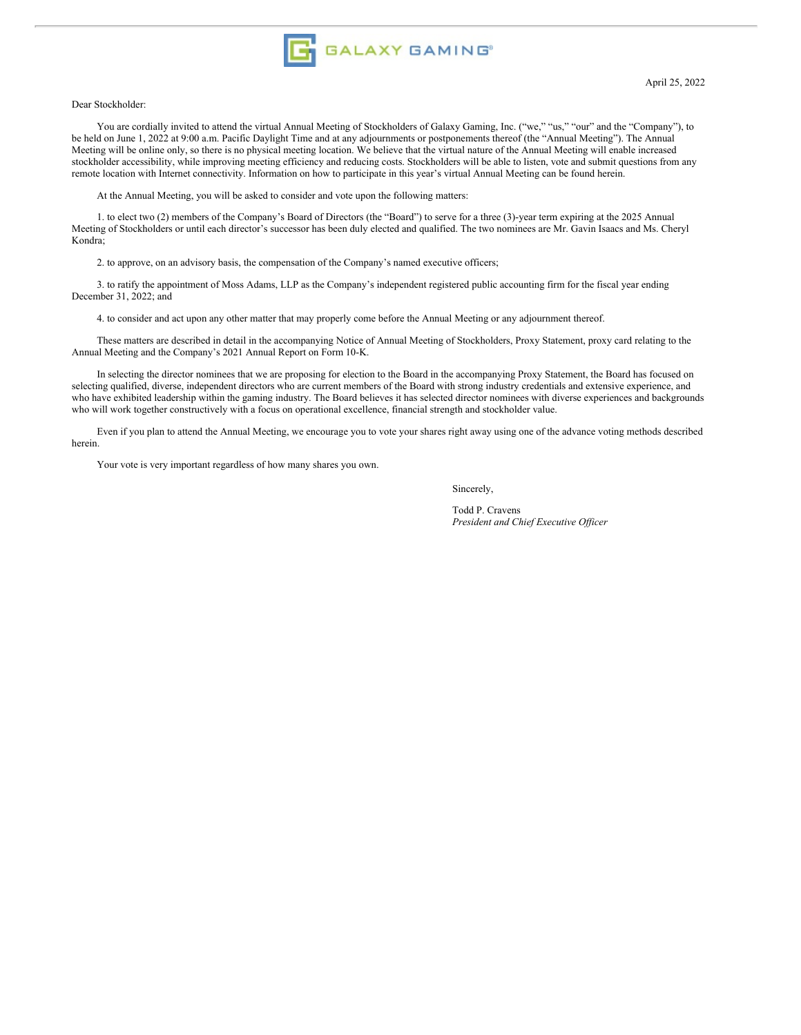GALAXY GAMING®

April 25, 2022

Dear Stockholder:

You are cordially invited to attend the virtual Annual Meeting of Stockholders of Galaxy Gaming, Inc. ("we," "us," "our" and the "Company"), to be held on June 1, 2022 at 9:00 a.m. Pacific Daylight Time and at any adjournments or postponements thereof (the "Annual Meeting"). The Annual Meeting will be online only, so there is no physical meeting location. We believe that the virtual nature of the Annual Meeting will enable increased stockholder accessibility, while improving meeting efficiency and reducing costs. Stockholders will be able to listen, vote and submit questions from any remote location with Internet connectivity. Information on how to participate in this year's virtual Annual Meeting can be found herein.

At the Annual Meeting, you will be asked to consider and vote upon the following matters:

1. to elect two (2) members of the Company's Board of Directors (the "Board") to serve for a three (3)-year term expiring at the 2025 Annual Meeting of Stockholders or until each director's successor has been duly elected and qualified. The two nominees are Mr. Gavin Isaacs and Ms. Cheryl Kondra;

2. to approve, on an advisory basis, the compensation of the Company's named executive officers;

3. to ratify the appointment of Moss Adams, LLP as the Company's independent registered public accounting firm for the fiscal year ending December 31, 2022; and

4. to consider and act upon any other matter that may properly come before the Annual Meeting or any adjournment thereof.

These matters are described in detail in the accompanying Notice of Annual Meeting of Stockholders, Proxy Statement, proxy card relating to the Annual Meeting and the Company's 2021 Annual Report on Form 10-K.

In selecting the director nominees that we are proposing for election to the Board in the accompanying Proxy Statement, the Board has focused on selecting qualified, diverse, independent directors who are current members of the Board with strong industry credentials and extensive experience, and who have exhibited leadership within the gaming industry. The Board believes it has selected director nominees with diverse experiences and backgrounds who will work together constructively with a focus on operational excellence, financial strength and stockholder value.

Even if you plan to attend the Annual Meeting, we encourage you to vote your shares right away using one of the advance voting methods described herein.

Your vote is very important regardless of how many shares you own.

Sincerely,

Todd P. Cravens
*President and Chief Executive Officer*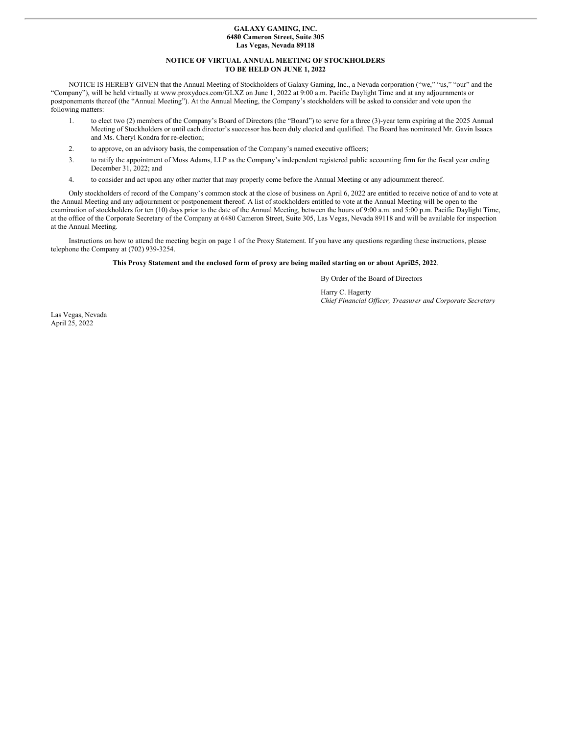**GALAXY GAMING, INC.**
**6480 Cameron Street, Suite 305**
**Las Vegas, Nevada 89118**

**NOTICE OF VIRTUAL ANNUAL MEETING OF STOCKHOLDERS**
**TO BE HELD ON JUNE 1, 2022**

NOTICE IS HEREBY GIVEN that the Annual Meeting of Stockholders of Galaxy Gaming, Inc., a Nevada corporation ("we," "us," "our" and the "Company"), will be held virtually at www.proxydocs.com/GLXZ on June 1, 2022 at 9:00 a.m. Pacific Daylight Time and at any adjournments or postponements thereof (the "Annual Meeting"). At the Annual Meeting, the Company's stockholders will be asked to consider and vote upon the following matters:

1. to elect two (2) members of the Company's Board of Directors (the "Board") to serve for a three (3)-year term expiring at the 2025 Annual Meeting of Stockholders or until each director's successor has been duly elected and qualified. The Board has nominated Mr. Gavin Isaacs and Ms. Cheryl Kondra for re-election;
2. to approve, on an advisory basis, the compensation of the Company's named executive officers;
3. to ratify the appointment of Moss Adams, LLP as the Company's independent registered public accounting firm for the fiscal year ending December 31, 2022; and
4. to consider and act upon any other matter that may properly come before the Annual Meeting or any adjournment thereof.

Only stockholders of record of the Company's common stock at the close of business on April 6, 2022 are entitled to receive notice of and to vote at the Annual Meeting and any adjournment or postponement thereof. A list of stockholders entitled to vote at the Annual Meeting will be open to the examination of stockholders for ten (10) days prior to the date of the Annual Meeting, between the hours of 9:00 a.m. and 5:00 p.m. Pacific Daylight Time, at the office of the Corporate Secretary of the Company at 6480 Cameron Street, Suite 305, Las Vegas, Nevada 89118 and will be available for inspection at the Annual Meeting.

Instructions on how to attend the meeting begin on page 1 of the Proxy Statement. If you have any questions regarding these instructions, please telephone the Company at (702) 939-3254.

**This Proxy Statement and the enclosed form of proxy are being mailed starting on or about April 25, 2022**.

By Order of the Board of Directors

Harry C. Hagerty
*Chief Financial Officer, Treasurer and Corporate Secretary*

Las Vegas, Nevada
April 25, 2022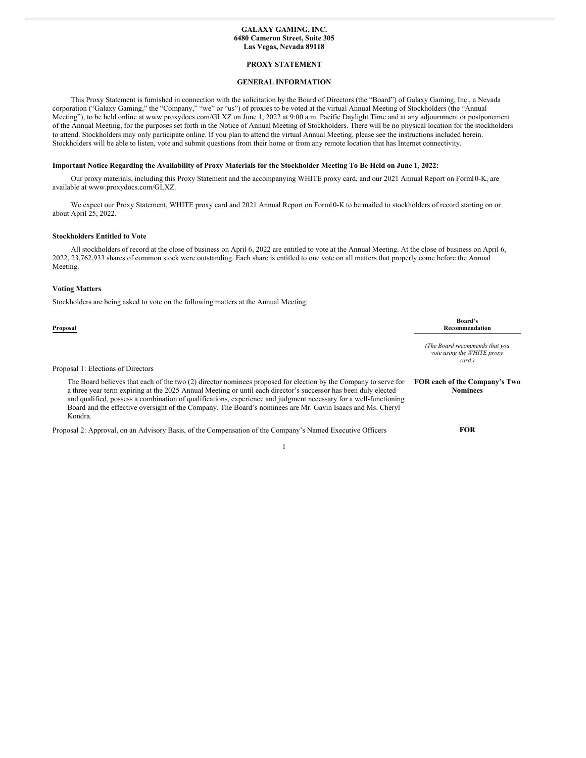**GALAXY GAMING, INC.**
**6480 Cameron Street, Suite 305**
**Las Vegas, Nevada 89118**

# PROXY STATEMENT

## GENERAL INFORMATION

This Proxy Statement is furnished in connection with the solicitation by the Board of Directors (the "Board") of Galaxy Gaming, Inc., a Nevada corporation ("Galaxy Gaming," the "Company," "we" or "us") of proxies to be voted at the virtual Annual Meeting of Stockholders (the "Annual Meeting"), to be held online at www.proxydocs.com/GLXZ on June 1, 2022 at 9:00 a.m. Pacific Daylight Time and at any adjournment or postponement of the Annual Meeting, for the purposes set forth in the Notice of Annual Meeting of Stockholders. There will be no physical location for the stockholders to attend. Stockholders may only participate online. If you plan to attend the virtual Annual Meeting, please see the instructions included herein. Stockholders will be able to listen, vote and submit questions from their home or from any remote location that has Internet connectivity.

**Important Notice Regarding the Availability of Proxy Materials for the Stockholder Meeting To Be Held on June 1, 2022:**

Our proxy materials, including this Proxy Statement and the accompanying WHITE proxy card, and our 2021 Annual Report on Form10-K, are available at www.proxydocs.com/GLXZ.

We expect our Proxy Statement, WHITE proxy card and 2021 Annual Report on Form10-K to be mailed to stockholders of record starting on or about April 25, 2022.

### Stockholders Entitled to Vote

All stockholders of record at the close of business on April 6, 2022 are entitled to vote at the Annual Meeting. At the close of business on April 6, 2022, 23,762,933 shares of common stock were outstanding. Each share is entitled to one vote on all matters that properly come before the Annual Meeting.

### Voting Matters

Stockholders are being asked to vote on the following matters at the Annual Meeting:

| Proposal | Board's Recommendation |
|---|---|
| | *(The Board recommends that you vote using the WHITE proxy card.)* |
| Proposal 1: Elections of Directors | |
| The Board believes that each of the two (2) director nominees proposed for election by the Company to serve for a three year term expiring at the 2025 Annual Meeting or until each director's successor has been duly elected and qualified, possess a combination of qualifications, experience and judgment necessary for a well-functioning Board and the effective oversight of the Company. The Board's nominees are Mr. Gavin Isaacs and Ms. Cheryl Kondra. | **FOR each of the Company's Two Nominees** |
| Proposal 2: Approval, on an Advisory Basis, of the Compensation of the Company's Named Executive Officers | **FOR** |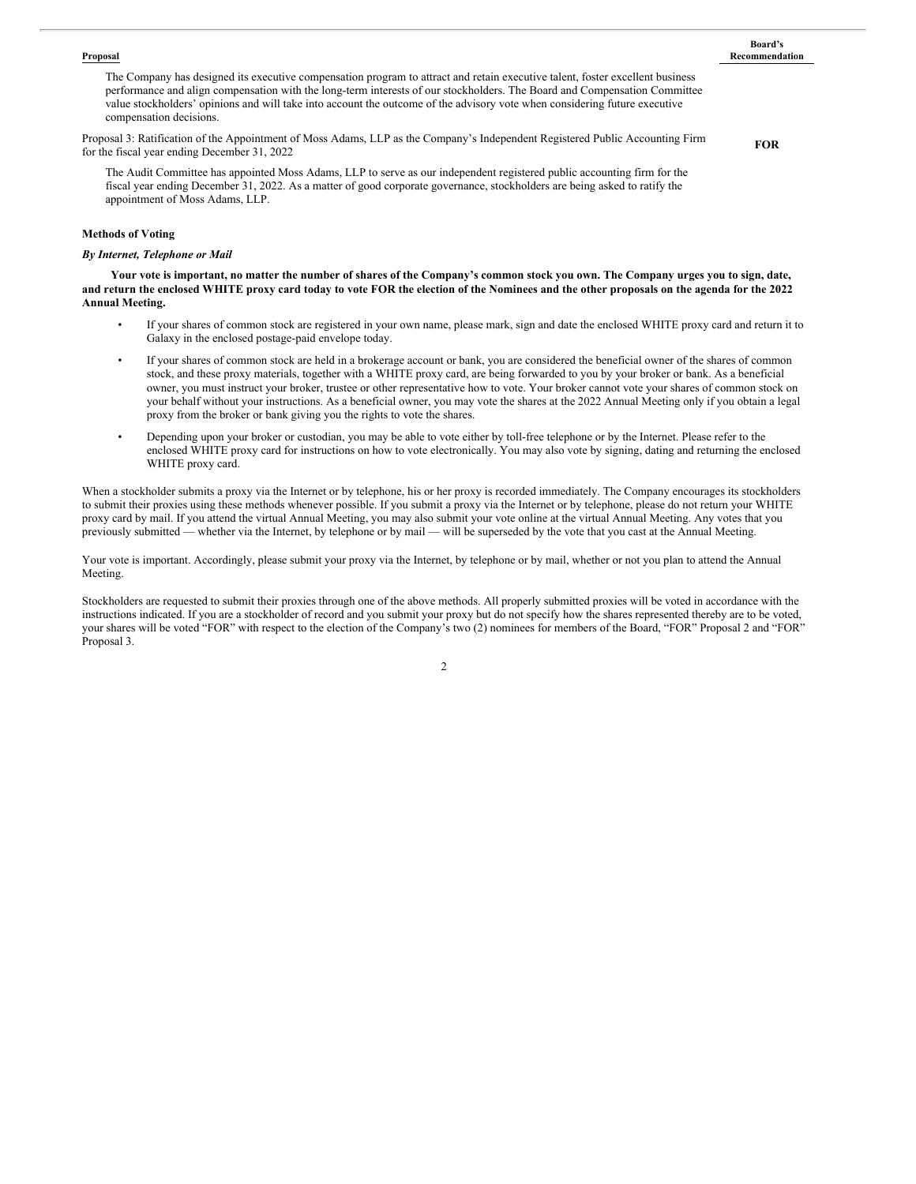| Proposal | Board's Recommendation |
|---|---|
| The Company has designed its executive compensation program to attract and retain executive talent, foster excellent business performance and align compensation with the long-term interests of our stockholders. The Board and Compensation Committee value stockholders' opinions and will take into account the outcome of the advisory vote when considering future executive compensation decisions. | |
| Proposal 3: Ratification of the Appointment of Moss Adams, LLP as the Company's Independent Registered Public Accounting Firm for the fiscal year ending December 31, 2022 | **FOR** |
| The Audit Committee has appointed Moss Adams, LLP to serve as our independent registered public accounting firm for the fiscal year ending December 31, 2022. As a matter of good corporate governance, stockholders are being asked to ratify the appointment of Moss Adams, LLP. | |

**Methods of Voting**

***By Internet, Telephone or Mail***

**Your vote is important, no matter the number of shares of the Company's common stock you own. The Company urges you to sign, date, and return the enclosed WHITE proxy card today to vote FOR the election of the Nominees and the other proposals on the agenda for the 2022 Annual Meeting.**

- If your shares of common stock are registered in your own name, please mark, sign and date the enclosed WHITE proxy card and return it to Galaxy in the enclosed postage-paid envelope today.
- If your shares of common stock are held in a brokerage account or bank, you are considered the beneficial owner of the shares of common stock, and these proxy materials, together with a WHITE proxy card, are being forwarded to you by your broker or bank. As a beneficial owner, you must instruct your broker, trustee or other representative how to vote. Your broker cannot vote your shares of common stock on your behalf without your instructions. As a beneficial owner, you may vote the shares at the 2022 Annual Meeting only if you obtain a legal proxy from the broker or bank giving you the rights to vote the shares.
- Depending upon your broker or custodian, you may be able to vote either by toll-free telephone or by the Internet. Please refer to the enclosed WHITE proxy card for instructions on how to vote electronically. You may also vote by signing, dating and returning the enclosed WHITE proxy card.

When a stockholder submits a proxy via the Internet or by telephone, his or her proxy is recorded immediately. The Company encourages its stockholders to submit their proxies using these methods whenever possible. If you submit a proxy via the Internet or by telephone, please do not return your WHITE proxy card by mail. If you attend the virtual Annual Meeting, you may also submit your vote online at the virtual Annual Meeting. Any votes that you previously submitted — whether via the Internet, by telephone or by mail — will be superseded by the vote that you cast at the Annual Meeting.

Your vote is important. Accordingly, please submit your proxy via the Internet, by telephone or by mail, whether or not you plan to attend the Annual Meeting.

Stockholders are requested to submit their proxies through one of the above methods. All properly submitted proxies will be voted in accordance with the instructions indicated. If you are a stockholder of record and you submit your proxy but do not specify how the shares represented thereby are to be voted, your shares will be voted "FOR" with respect to the election of the Company's two (2) nominees for members of the Board, "FOR" Proposal 2 and "FOR" Proposal 3.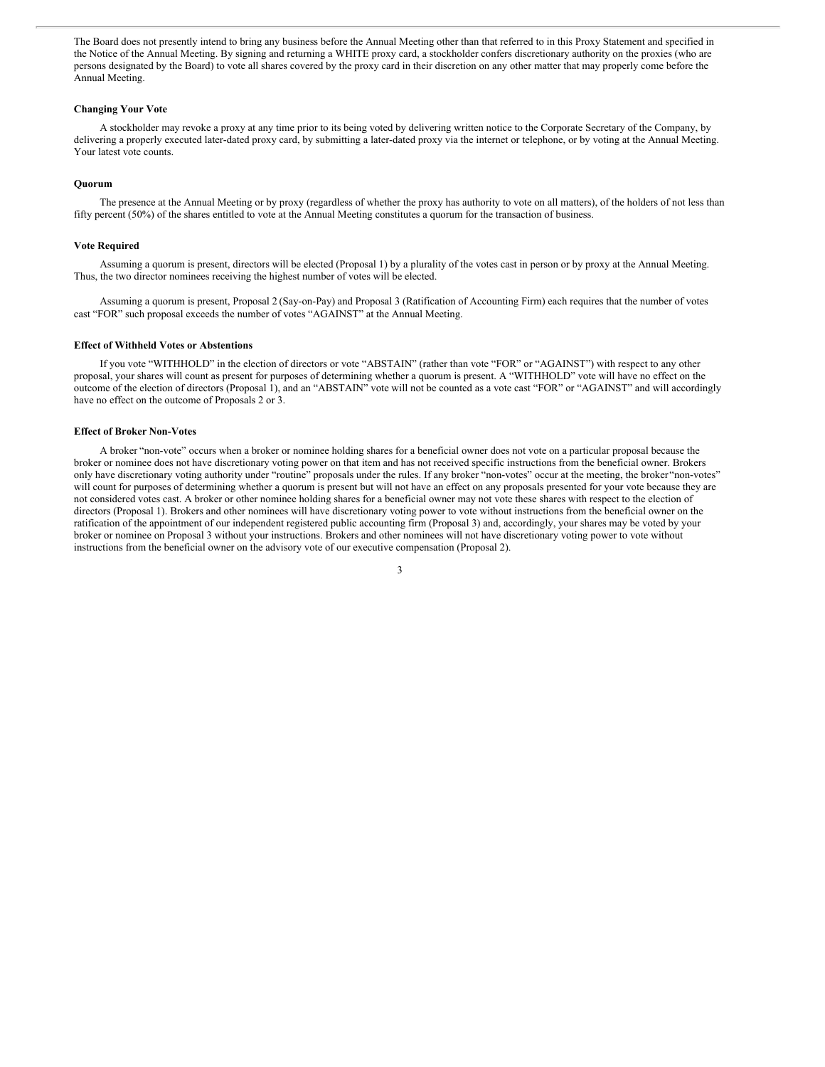The Board does not presently intend to bring any business before the Annual Meeting other than that referred to in this Proxy Statement and specified in the Notice of the Annual Meeting. By signing and returning a WHITE proxy card, a stockholder confers discretionary authority on the proxies (who are persons designated by the Board) to vote all shares covered by the proxy card in their discretion on any other matter that may properly come before the Annual Meeting.

**Changing Your Vote**

A stockholder may revoke a proxy at any time prior to its being voted by delivering written notice to the Corporate Secretary of the Company, by delivering a properly executed later-dated proxy card, by submitting a later-dated proxy via the internet or telephone, or by voting at the Annual Meeting. Your latest vote counts.

**Quorum**

The presence at the Annual Meeting or by proxy (regardless of whether the proxy has authority to vote on all matters), of the holders of not less than fifty percent (50%) of the shares entitled to vote at the Annual Meeting constitutes a quorum for the transaction of business.

**Vote Required**

Assuming a quorum is present, directors will be elected (Proposal 1) by a plurality of the votes cast in person or by proxy at the Annual Meeting. Thus, the two director nominees receiving the highest number of votes will be elected.

Assuming a quorum is present, Proposal 2 (Say-on-Pay) and Proposal 3 (Ratification of Accounting Firm) each requires that the number of votes cast "FOR" such proposal exceeds the number of votes "AGAINST" at the Annual Meeting.

**Effect of Withheld Votes or Abstentions**

If you vote "WITHHOLD" in the election of directors or vote "ABSTAIN" (rather than vote "FOR" or "AGAINST") with respect to any other proposal, your shares will count as present for purposes of determining whether a quorum is present. A "WITHHOLD" vote will have no effect on the outcome of the election of directors (Proposal 1), and an "ABSTAIN" vote will not be counted as a vote cast "FOR" or "AGAINST" and will accordingly have no effect on the outcome of Proposals 2 or 3.

**Effect of Broker Non-Votes**

A broker "non-vote" occurs when a broker or nominee holding shares for a beneficial owner does not vote on a particular proposal because the broker or nominee does not have discretionary voting power on that item and has not received specific instructions from the beneficial owner. Brokers only have discretionary voting authority under "routine" proposals under the rules. If any broker "non-votes" occur at the meeting, the broker "non-votes" will count for purposes of determining whether a quorum is present but will not have an effect on any proposals presented for your vote because they are not considered votes cast. A broker or other nominee holding shares for a beneficial owner may not vote these shares with respect to the election of directors (Proposal 1). Brokers and other nominees will have discretionary voting power to vote without instructions from the beneficial owner on the ratification of the appointment of our independent registered public accounting firm (Proposal 3) and, accordingly, your shares may be voted by your broker or nominee on Proposal 3 without your instructions. Brokers and other nominees will not have discretionary voting power to vote without instructions from the beneficial owner on the advisory vote of our executive compensation (Proposal 2).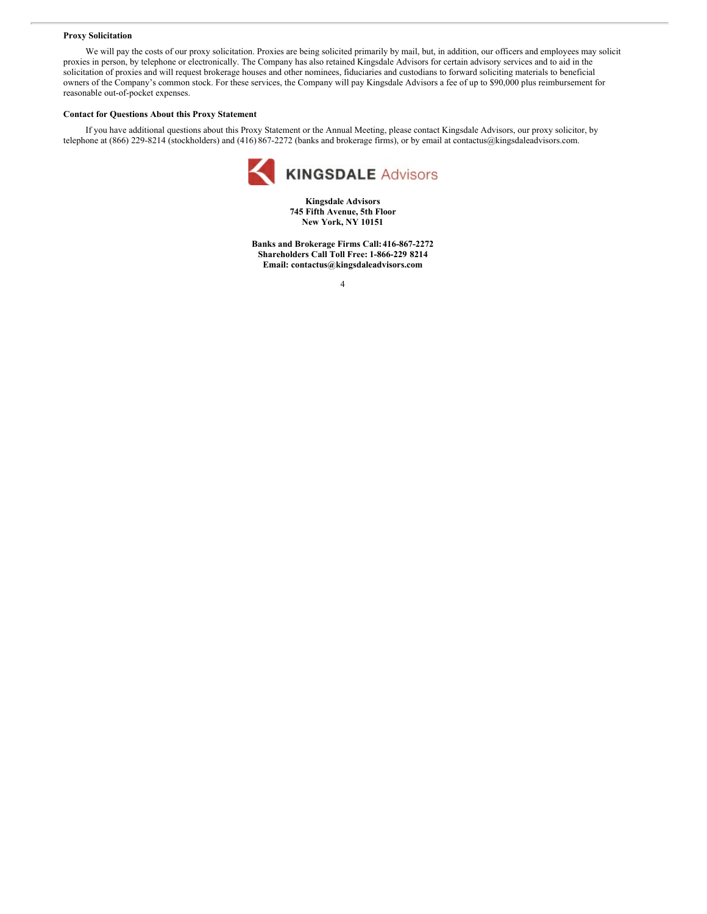**Proxy Solicitation**

We will pay the costs of our proxy solicitation. Proxies are being solicited primarily by mail, but, in addition, our officers and employees may solicit proxies in person, by telephone or electronically. The Company has also retained Kingsdale Advisors for certain advisory services and to aid in the solicitation of proxies and will request brokerage houses and other nominees, fiduciaries and custodians to forward soliciting materials to beneficial owners of the Company's common stock. For these services, the Company will pay Kingsdale Advisors a fee of up to $90,000 plus reimbursement for reasonable out-of-pocket expenses.

**Contact for Questions About this Proxy Statement**

If you have additional questions about this Proxy Statement or the Annual Meeting, please contact Kingsdale Advisors, our proxy solicitor, by telephone at (866) 229-8214 (stockholders) and (416) 867-2272 (banks and brokerage firms), or by email at contactus@kingsdaleadvisors.com.

KINGSDALE Advisors

**Kingsdale Advisors**
**745 Fifth Avenue, 5th Floor**
**New York, NY 10151**

**Banks and Brokerage Firms Call: 416-867-2272**
**Shareholders Call Toll Free: 1-866-229 8214**
**Email: contactus@kingsdaleadvisors.com**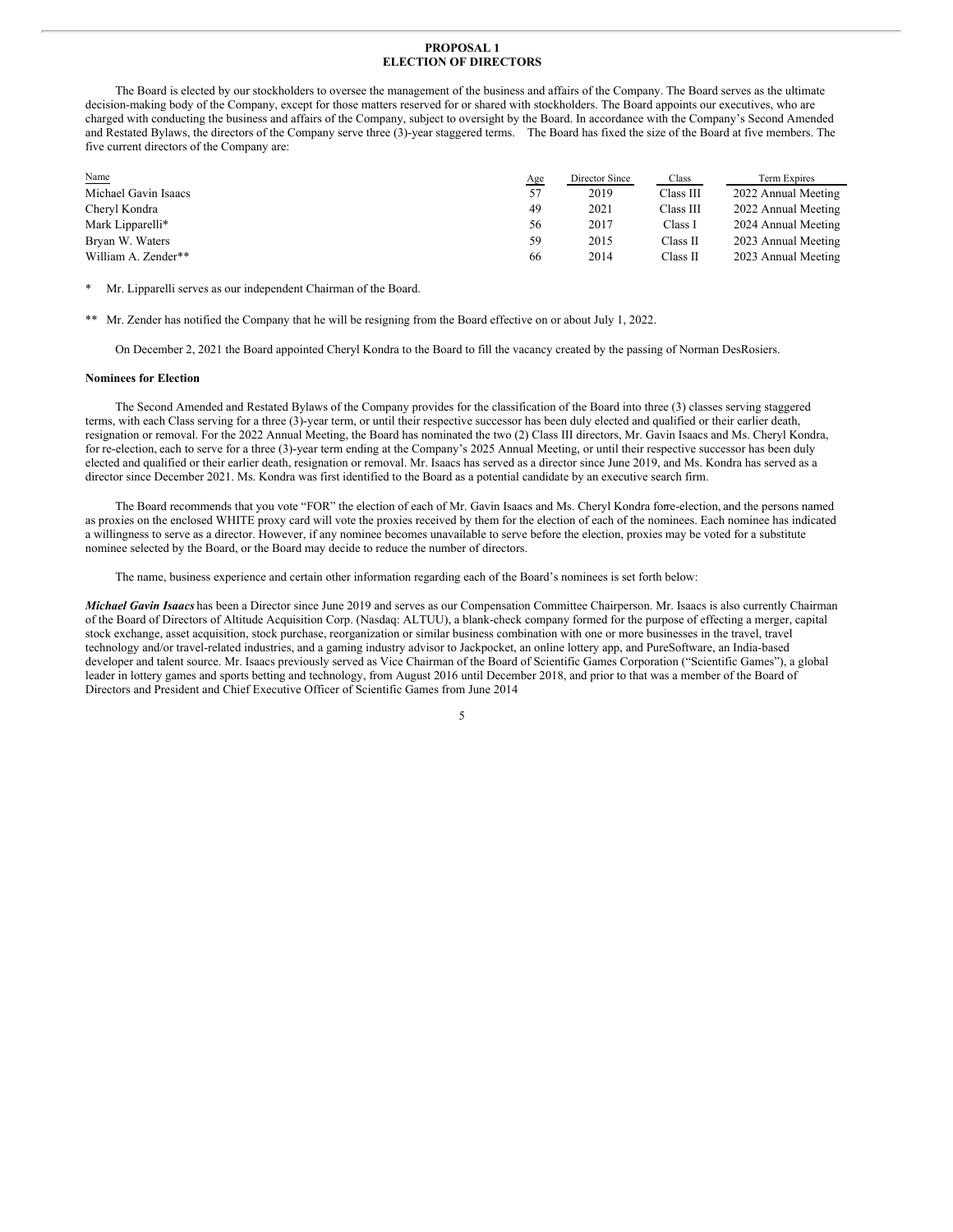# PROPOSAL 1
# ELECTION OF DIRECTORS

The Board is elected by our stockholders to oversee the management of the business and affairs of the Company. The Board serves as the ultimate decision-making body of the Company, except for those matters reserved for or shared with stockholders. The Board appoints our executives, who are charged with conducting the business and affairs of the Company, subject to oversight by the Board. In accordance with the Company's Second Amended and Restated Bylaws, the directors of the Company serve three (3)-year staggered terms. The Board has fixed the size of the Board at five members. The five current directors of the Company are:

| Name | Age | Director Since | Class | Term Expires |
|---|---|---|---|---|
| Michael Gavin Isaacs | 57 | 2019 | Class III | 2022 Annual Meeting |
| Cheryl Kondra | 49 | 2021 | Class III | 2022 Annual Meeting |
| Mark Lipparelli* | 56 | 2017 | Class I | 2024 Annual Meeting |
| Bryan W. Waters | 59 | 2015 | Class II | 2023 Annual Meeting |
| William A. Zender** | 66 | 2014 | Class II | 2023 Annual Meeting |

\* Mr. Lipparelli serves as our independent Chairman of the Board.

\*\* Mr. Zender has notified the Company that he will be resigning from the Board effective on or about July 1, 2022.

On December 2, 2021 the Board appointed Cheryl Kondra to the Board to fill the vacancy created by the passing of Norman DesRosiers.

**Nominees for Election**

The Second Amended and Restated Bylaws of the Company provides for the classification of the Board into three (3) classes serving staggered terms, with each Class serving for a three (3)-year term, or until their respective successor has been duly elected and qualified or their earlier death, resignation or removal. For the 2022 Annual Meeting, the Board has nominated the two (2) Class III directors, Mr. Gavin Isaacs and Ms. Cheryl Kondra, for re-election, each to serve for a three (3)-year term ending at the Company's 2025 Annual Meeting, or until their respective successor has been duly elected and qualified or their earlier death, resignation or removal. Mr. Isaacs has served as a director since June 2019, and Ms. Kondra has served as a director since December 2021. Ms. Kondra was first identified to the Board as a potential candidate by an executive search firm.

The Board recommends that you vote "FOR" the election of each of Mr. Gavin Isaacs and Ms. Cheryl Kondra forre-election, and the persons named as proxies on the enclosed WHITE proxy card will vote the proxies received by them for the election of each of the nominees. Each nominee has indicated a willingness to serve as a director. However, if any nominee becomes unavailable to serve before the election, proxies may be voted for a substitute nominee selected by the Board, or the Board may decide to reduce the number of directors.

The name, business experience and certain other information regarding each of the Board's nominees is set forth below:

***Michael Gavin Isaacs*** has been a Director since June 2019 and serves as our Compensation Committee Chairperson. Mr. Isaacs is also currently Chairman of the Board of Directors of Altitude Acquisition Corp. (Nasdaq: ALTUU), a blank-check company formed for the purpose of effecting a merger, capital stock exchange, asset acquisition, stock purchase, reorganization or similar business combination with one or more businesses in the travel, travel technology and/or travel-related industries, and a gaming industry advisor to Jackpocket, an online lottery app, and PureSoftware, an India-based developer and talent source. Mr. Isaacs previously served as Vice Chairman of the Board of Scientific Games Corporation ("Scientific Games"), a global leader in lottery games and sports betting and technology, from August 2016 until December 2018, and prior to that was a member of the Board of Directors and President and Chief Executive Officer of Scientific Games from June 2014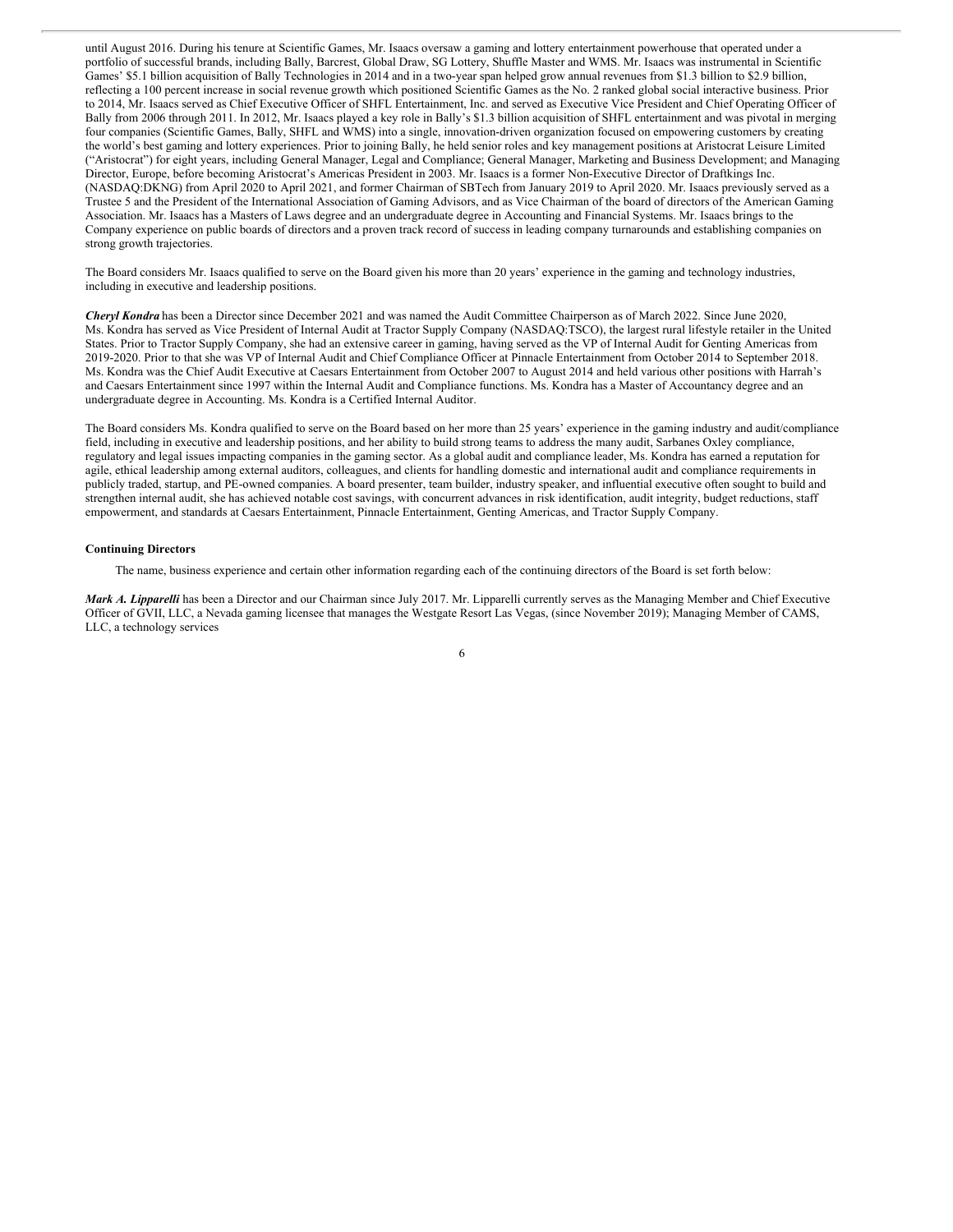until August 2016. During his tenure at Scientific Games, Mr. Isaacs oversaw a gaming and lottery entertainment powerhouse that operated under a portfolio of successful brands, including Bally, Barcrest, Global Draw, SG Lottery, Shuffle Master and WMS. Mr. Isaacs was instrumental in Scientific Games' $5.1 billion acquisition of Bally Technologies in 2014 and in a two-year span helped grow annual revenues from $1.3 billion to $2.9 billion, reflecting a 100 percent increase in social revenue growth which positioned Scientific Games as the No. 2 ranked global social interactive business. Prior to 2014, Mr. Isaacs served as Chief Executive Officer of SHFL Entertainment, Inc. and served as Executive Vice President and Chief Operating Officer of Bally from 2006 through 2011. In 2012, Mr. Isaacs played a key role in Bally's $1.3 billion acquisition of SHFL entertainment and was pivotal in merging four companies (Scientific Games, Bally, SHFL and WMS) into a single, innovation-driven organization focused on empowering customers by creating the world's best gaming and lottery experiences. Prior to joining Bally, he held senior roles and key management positions at Aristocrat Leisure Limited ("Aristocrat") for eight years, including General Manager, Legal and Compliance; General Manager, Marketing and Business Development; and Managing Director, Europe, before becoming Aristocrat's Americas President in 2003. Mr. Isaacs is a former Non-Executive Director of Draftkings Inc. (NASDAQ:DKNG) from April 2020 to April 2021, and former Chairman of SBTech from January 2019 to April 2020. Mr. Isaacs previously served as a Trustee 5 and the President of the International Association of Gaming Advisors, and as Vice Chairman of the board of directors of the American Gaming Association. Mr. Isaacs has a Masters of Laws degree and an undergraduate degree in Accounting and Financial Systems. Mr. Isaacs brings to the Company experience on public boards of directors and a proven track record of success in leading company turnarounds and establishing companies on strong growth trajectories.

The Board considers Mr. Isaacs qualified to serve on the Board given his more than 20 years' experience in the gaming and technology industries, including in executive and leadership positions.

***Cheryl Kondra*** has been a Director since December 2021 and was named the Audit Committee Chairperson as of March 2022. Since June 2020, Ms. Kondra has served as Vice President of Internal Audit at Tractor Supply Company (NASDAQ:TSCO), the largest rural lifestyle retailer in the United States. Prior to Tractor Supply Company, she had an extensive career in gaming, having served as the VP of Internal Audit for Genting Americas from 2019-2020. Prior to that she was VP of Internal Audit and Chief Compliance Officer at Pinnacle Entertainment from October 2014 to September 2018. Ms. Kondra was the Chief Audit Executive at Caesars Entertainment from October 2007 to August 2014 and held various other positions with Harrah's and Caesars Entertainment since 1997 within the Internal Audit and Compliance functions. Ms. Kondra has a Master of Accountancy degree and an undergraduate degree in Accounting. Ms. Kondra is a Certified Internal Auditor.

The Board considers Ms. Kondra qualified to serve on the Board based on her more than 25 years' experience in the gaming industry and audit/compliance field, including in executive and leadership positions, and her ability to build strong teams to address the many audit, Sarbanes Oxley compliance, regulatory and legal issues impacting companies in the gaming sector. As a global audit and compliance leader, Ms. Kondra has earned a reputation for agile, ethical leadership among external auditors, colleagues, and clients for handling domestic and international audit and compliance requirements in publicly traded, startup, and PE-owned companies. A board presenter, team builder, industry speaker, and influential executive often sought to build and strengthen internal audit, she has achieved notable cost savings, with concurrent advances in risk identification, audit integrity, budget reductions, staff empowerment, and standards at Caesars Entertainment, Pinnacle Entertainment, Genting Americas, and Tractor Supply Company.

**Continuing Directors**

The name, business experience and certain other information regarding each of the continuing directors of the Board is set forth below:

***Mark A. Lipparelli*** has been a Director and our Chairman since July 2017. Mr. Lipparelli currently serves as the Managing Member and Chief Executive Officer of GVII, LLC, a Nevada gaming licensee that manages the Westgate Resort Las Vegas, (since November 2019); Managing Member of CAMS, LLC, a technology services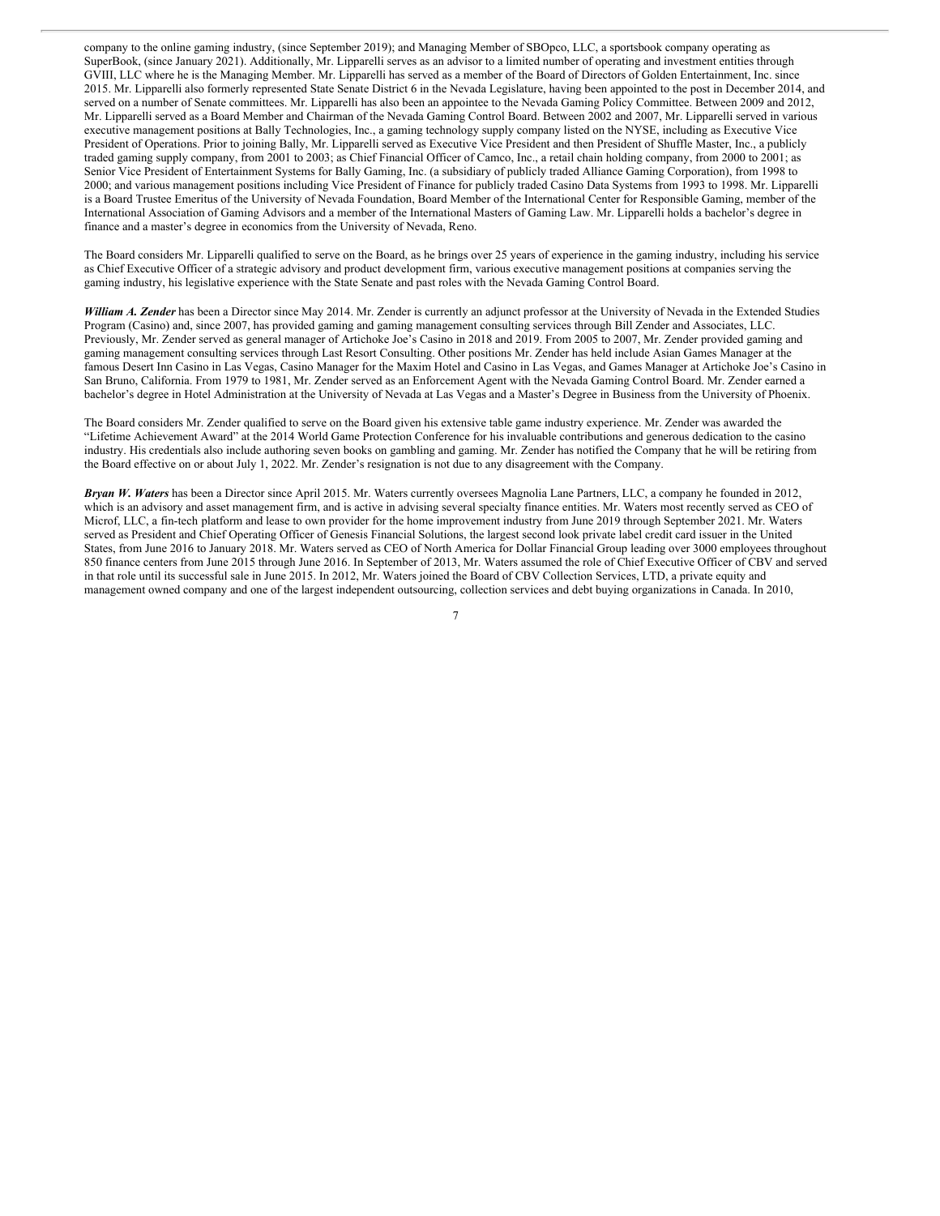company to the online gaming industry, (since September 2019); and Managing Member of SBOpco, LLC, a sportsbook company operating as SuperBook, (since January 2021). Additionally, Mr. Lipparelli serves as an advisor to a limited number of operating and investment entities through GVIII, LLC where he is the Managing Member. Mr. Lipparelli has served as a member of the Board of Directors of Golden Entertainment, Inc. since 2015. Mr. Lipparelli also formerly represented State Senate District 6 in the Nevada Legislature, having been appointed to the post in December 2014, and served on a number of Senate committees. Mr. Lipparelli has also been an appointee to the Nevada Gaming Policy Committee. Between 2009 and 2012, Mr. Lipparelli served as a Board Member and Chairman of the Nevada Gaming Control Board. Between 2002 and 2007, Mr. Lipparelli served in various executive management positions at Bally Technologies, Inc., a gaming technology supply company listed on the NYSE, including as Executive Vice President of Operations. Prior to joining Bally, Mr. Lipparelli served as Executive Vice President and then President of Shuffle Master, Inc., a publicly traded gaming supply company, from 2001 to 2003; as Chief Financial Officer of Camco, Inc., a retail chain holding company, from 2000 to 2001; as Senior Vice President of Entertainment Systems for Bally Gaming, Inc. (a subsidiary of publicly traded Alliance Gaming Corporation), from 1998 to 2000; and various management positions including Vice President of Finance for publicly traded Casino Data Systems from 1993 to 1998. Mr. Lipparelli is a Board Trustee Emeritus of the University of Nevada Foundation, Board Member of the International Center for Responsible Gaming, member of the International Association of Gaming Advisors and a member of the International Masters of Gaming Law. Mr. Lipparelli holds a bachelor's degree in finance and a master's degree in economics from the University of Nevada, Reno.

The Board considers Mr. Lipparelli qualified to serve on the Board, as he brings over 25 years of experience in the gaming industry, including his service as Chief Executive Officer of a strategic advisory and product development firm, various executive management positions at companies serving the gaming industry, his legislative experience with the State Senate and past roles with the Nevada Gaming Control Board.

***William A. Zender*** has been a Director since May 2014. Mr. Zender is currently an adjunct professor at the University of Nevada in the Extended Studies Program (Casino) and, since 2007, has provided gaming and gaming management consulting services through Bill Zender and Associates, LLC. Previously, Mr. Zender served as general manager of Artichoke Joe's Casino in 2018 and 2019. From 2005 to 2007, Mr. Zender provided gaming and gaming management consulting services through Last Resort Consulting. Other positions Mr. Zender has held include Asian Games Manager at the famous Desert Inn Casino in Las Vegas, Casino Manager for the Maxim Hotel and Casino in Las Vegas, and Games Manager at Artichoke Joe's Casino in San Bruno, California. From 1979 to 1981, Mr. Zender served as an Enforcement Agent with the Nevada Gaming Control Board. Mr. Zender earned a bachelor's degree in Hotel Administration at the University of Nevada at Las Vegas and a Master's Degree in Business from the University of Phoenix.

The Board considers Mr. Zender qualified to serve on the Board given his extensive table game industry experience. Mr. Zender was awarded the "Lifetime Achievement Award" at the 2014 World Game Protection Conference for his invaluable contributions and generous dedication to the casino industry. His credentials also include authoring seven books on gambling and gaming. Mr. Zender has notified the Company that he will be retiring from the Board effective on or about July 1, 2022. Mr. Zender's resignation is not due to any disagreement with the Company.

***Bryan W. Waters*** has been a Director since April 2015. Mr. Waters currently oversees Magnolia Lane Partners, LLC, a company he founded in 2012, which is an advisory and asset management firm, and is active in advising several specialty finance entities. Mr. Waters most recently served as CEO of Microf, LLC, a fin-tech platform and lease to own provider for the home improvement industry from June 2019 through September 2021. Mr. Waters served as President and Chief Operating Officer of Genesis Financial Solutions, the largest second look private label credit card issuer in the United States, from June 2016 to January 2018. Mr. Waters served as CEO of North America for Dollar Financial Group leading over 3000 employees throughout 850 finance centers from June 2015 through June 2016. In September of 2013, Mr. Waters assumed the role of Chief Executive Officer of CBV and served in that role until its successful sale in June 2015. In 2012, Mr. Waters joined the Board of CBV Collection Services, LTD, a private equity and management owned company and one of the largest independent outsourcing, collection services and debt buying organizations in Canada. In 2010,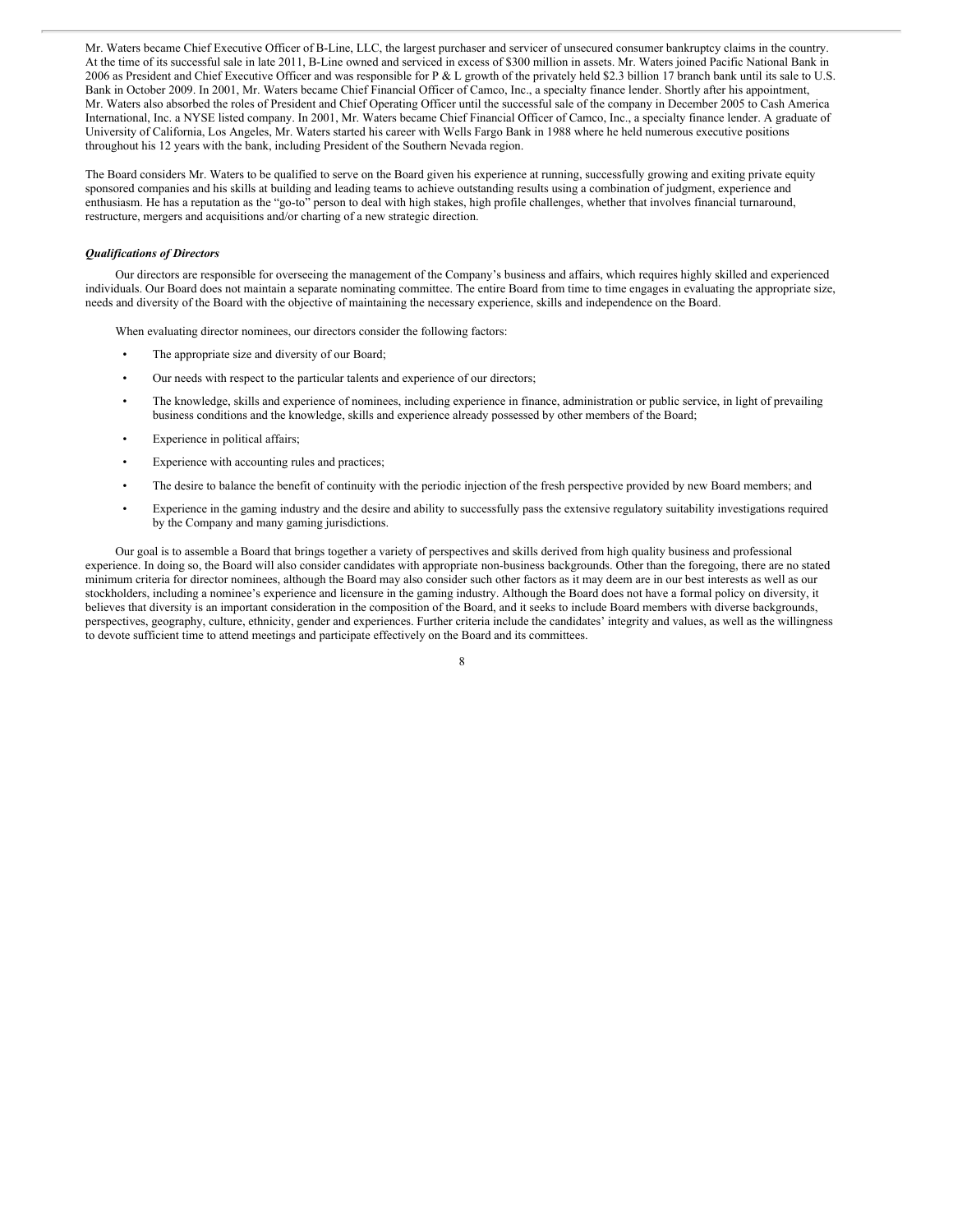Mr. Waters became Chief Executive Officer of B-Line, LLC, the largest purchaser and servicer of unsecured consumer bankruptcy claims in the country. At the time of its successful sale in late 2011, B-Line owned and serviced in excess of $300 million in assets. Mr. Waters joined Pacific National Bank in 2006 as President and Chief Executive Officer and was responsible for P & L growth of the privately held $2.3 billion 17 branch bank until its sale to U.S. Bank in October 2009. In 2001, Mr. Waters became Chief Financial Officer of Camco, Inc., a specialty finance lender. Shortly after his appointment, Mr. Waters also absorbed the roles of President and Chief Operating Officer until the successful sale of the company in December 2005 to Cash America International, Inc. a NYSE listed company. In 2001, Mr. Waters became Chief Financial Officer of Camco, Inc., a specialty finance lender. A graduate of University of California, Los Angeles, Mr. Waters started his career with Wells Fargo Bank in 1988 where he held numerous executive positions throughout his 12 years with the bank, including President of the Southern Nevada region.

The Board considers Mr. Waters to be qualified to serve on the Board given his experience at running, successfully growing and exiting private equity sponsored companies and his skills at building and leading teams to achieve outstanding results using a combination of judgment, experience and enthusiasm. He has a reputation as the "go-to" person to deal with high stakes, high profile challenges, whether that involves financial turnaround, restructure, mergers and acquisitions and/or charting of a new strategic direction.

***Qualifications of Directors***

Our directors are responsible for overseeing the management of the Company's business and affairs, which requires highly skilled and experienced individuals. Our Board does not maintain a separate nominating committee. The entire Board from time to time engages in evaluating the appropriate size, needs and diversity of the Board with the objective of maintaining the necessary experience, skills and independence on the Board.

When evaluating director nominees, our directors consider the following factors:

- The appropriate size and diversity of our Board;
- Our needs with respect to the particular talents and experience of our directors;
- The knowledge, skills and experience of nominees, including experience in finance, administration or public service, in light of prevailing business conditions and the knowledge, skills and experience already possessed by other members of the Board;
- Experience in political affairs;
- Experience with accounting rules and practices;
- The desire to balance the benefit of continuity with the periodic injection of the fresh perspective provided by new Board members; and
- Experience in the gaming industry and the desire and ability to successfully pass the extensive regulatory suitability investigations required by the Company and many gaming jurisdictions.

Our goal is to assemble a Board that brings together a variety of perspectives and skills derived from high quality business and professional experience. In doing so, the Board will also consider candidates with appropriate non-business backgrounds. Other than the foregoing, there are no stated minimum criteria for director nominees, although the Board may also consider such other factors as it may deem are in our best interests as well as our stockholders, including a nominee's experience and licensure in the gaming industry. Although the Board does not have a formal policy on diversity, it believes that diversity is an important consideration in the composition of the Board, and it seeks to include Board members with diverse backgrounds, perspectives, geography, culture, ethnicity, gender and experiences. Further criteria include the candidates' integrity and values, as well as the willingness to devote sufficient time to attend meetings and participate effectively on the Board and its committees.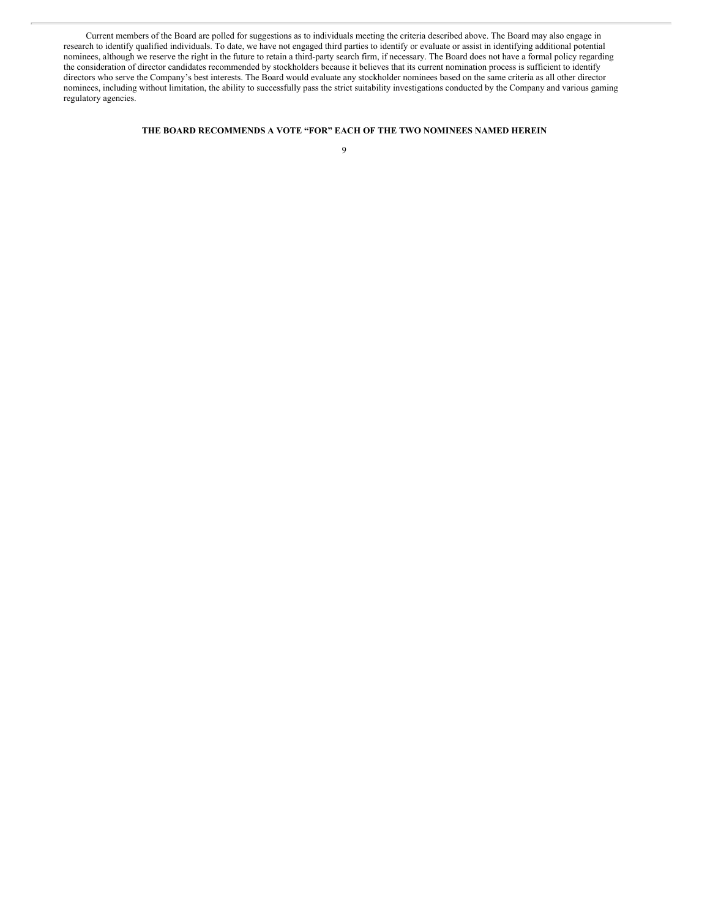Current members of the Board are polled for suggestions as to individuals meeting the criteria described above. The Board may also engage in research to identify qualified individuals. To date, we have not engaged third parties to identify or evaluate or assist in identifying additional potential nominees, although we reserve the right in the future to retain a third-party search firm, if necessary. The Board does not have a formal policy regarding the consideration of director candidates recommended by stockholders because it believes that its current nomination process is sufficient to identify directors who serve the Company's best interests. The Board would evaluate any stockholder nominees based on the same criteria as all other director nominees, including without limitation, the ability to successfully pass the strict suitability investigations conducted by the Company and various gaming regulatory agencies.

**THE BOARD RECOMMENDS A VOTE "FOR" EACH OF THE TWO NOMINEES NAMED HEREIN**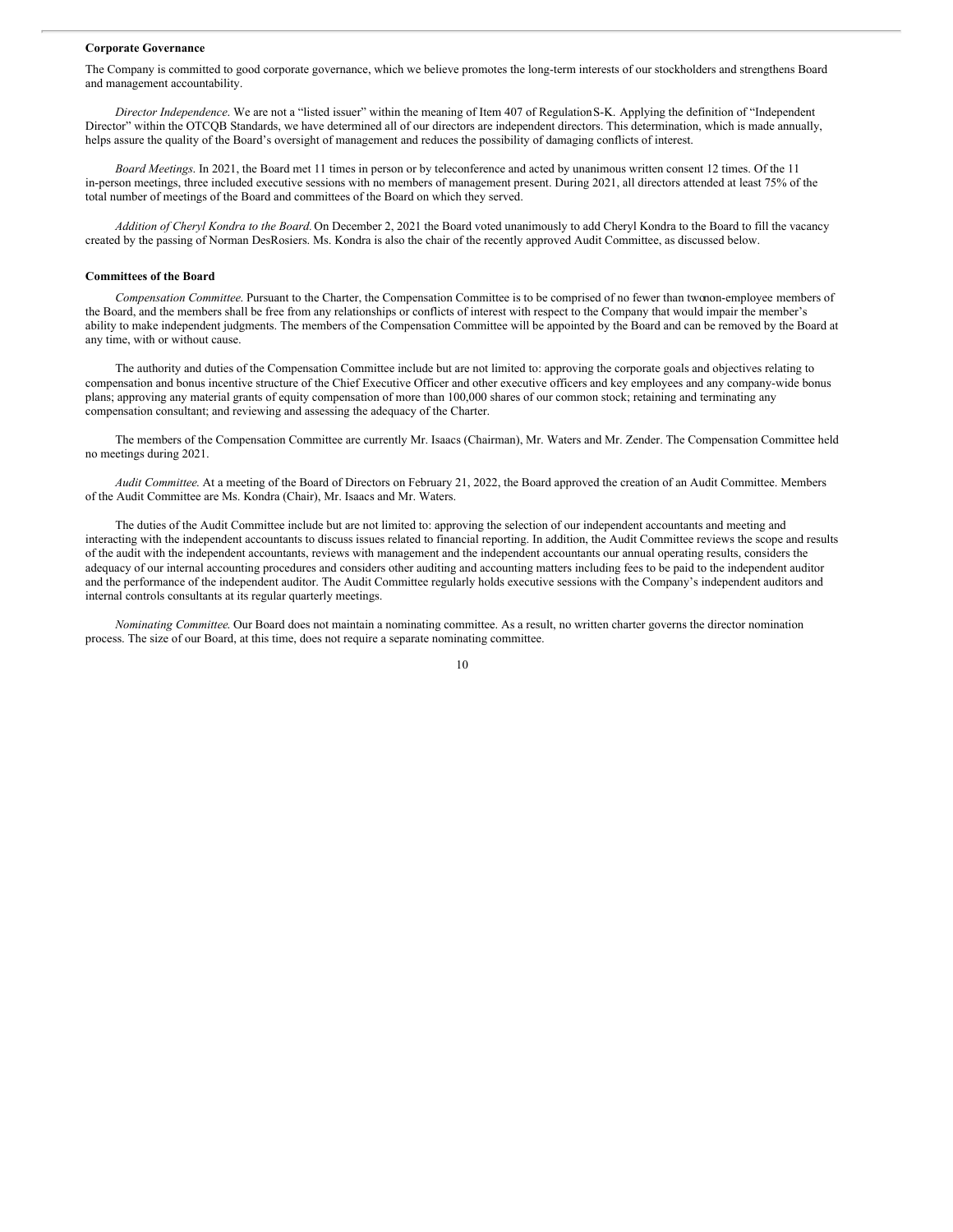**Corporate Governance**

The Company is committed to good corporate governance, which we believe promotes the long-term interests of our stockholders and strengthens Board and management accountability.

*Director Independence*. We are not a "listed issuer" within the meaning of Item 407 of Regulation S-K. Applying the definition of "Independent Director" within the OTCQB Standards, we have determined all of our directors are independent directors. This determination, which is made annually, helps assure the quality of the Board's oversight of management and reduces the possibility of damaging conflicts of interest.

*Board Meetings*. In 2021, the Board met 11 times in person or by teleconference and acted by unanimous written consent 12 times. Of the 11 in-person meetings, three included executive sessions with no members of management present. During 2021, all directors attended at least 75% of the total number of meetings of the Board and committees of the Board on which they served.

*Addition of Cheryl Kondra to the Board*. On December 2, 2021 the Board voted unanimously to add Cheryl Kondra to the Board to fill the vacancy created by the passing of Norman DesRosiers. Ms. Kondra is also the chair of the recently approved Audit Committee, as discussed below.

**Committees of the Board**

*Compensation Committee*. Pursuant to the Charter, the Compensation Committee is to be comprised of no fewer than two non-employee members of the Board, and the members shall be free from any relationships or conflicts of interest with respect to the Company that would impair the member's ability to make independent judgments. The members of the Compensation Committee will be appointed by the Board and can be removed by the Board at any time, with or without cause.

The authority and duties of the Compensation Committee include but are not limited to: approving the corporate goals and objectives relating to compensation and bonus incentive structure of the Chief Executive Officer and other executive officers and key employees and any company-wide bonus plans; approving any material grants of equity compensation of more than 100,000 shares of our common stock; retaining and terminating any compensation consultant; and reviewing and assessing the adequacy of the Charter.

The members of the Compensation Committee are currently Mr. Isaacs (Chairman), Mr. Waters and Mr. Zender. The Compensation Committee held no meetings during 2021.

*Audit Committee*. At a meeting of the Board of Directors on February 21, 2022, the Board approved the creation of an Audit Committee. Members of the Audit Committee are Ms. Kondra (Chair), Mr. Isaacs and Mr. Waters.

The duties of the Audit Committee include but are not limited to: approving the selection of our independent accountants and meeting and interacting with the independent accountants to discuss issues related to financial reporting. In addition, the Audit Committee reviews the scope and results of the audit with the independent accountants, reviews with management and the independent accountants our annual operating results, considers the adequacy of our internal accounting procedures and considers other auditing and accounting matters including fees to be paid to the independent auditor and the performance of the independent auditor. The Audit Committee regularly holds executive sessions with the Company's independent auditors and internal controls consultants at its regular quarterly meetings.

*Nominating Committee*. Our Board does not maintain a nominating committee. As a result, no written charter governs the director nomination process. The size of our Board, at this time, does not require a separate nominating committee.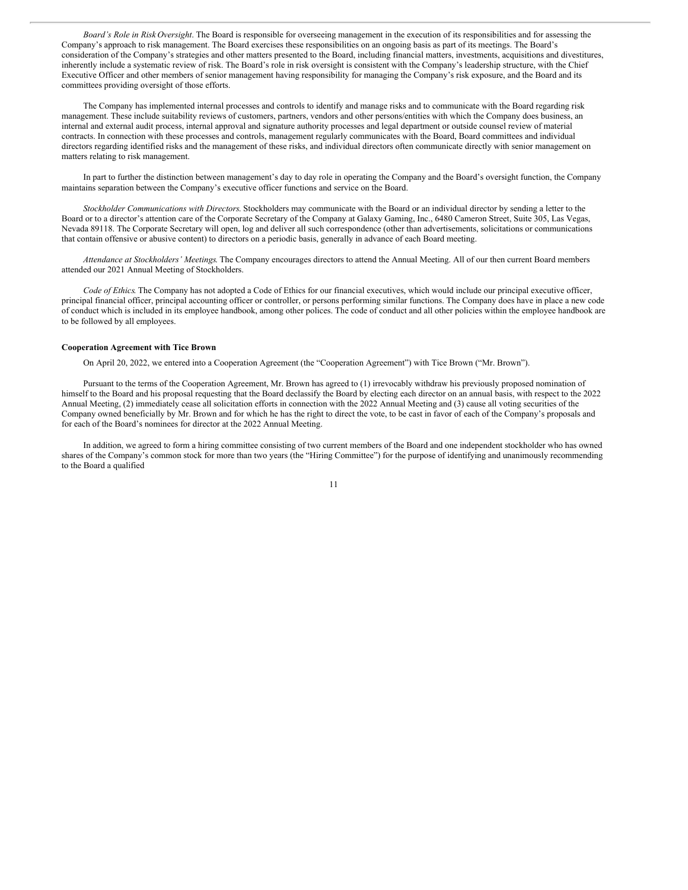*Board's Role in Risk Oversight*. The Board is responsible for overseeing management in the execution of its responsibilities and for assessing the Company's approach to risk management. The Board exercises these responsibilities on an ongoing basis as part of its meetings. The Board's consideration of the Company's strategies and other matters presented to the Board, including financial matters, investments, acquisitions and divestitures, inherently include a systematic review of risk. The Board's role in risk oversight is consistent with the Company's leadership structure, with the Chief Executive Officer and other members of senior management having responsibility for managing the Company's risk exposure, and the Board and its committees providing oversight of those efforts.

The Company has implemented internal processes and controls to identify and manage risks and to communicate with the Board regarding risk management. These include suitability reviews of customers, partners, vendors and other persons/entities with which the Company does business, an internal and external audit process, internal approval and signature authority processes and legal department or outside counsel review of material contracts. In connection with these processes and controls, management regularly communicates with the Board, Board committees and individual directors regarding identified risks and the management of these risks, and individual directors often communicate directly with senior management on matters relating to risk management.

In part to further the distinction between management's day to day role in operating the Company and the Board's oversight function, the Company maintains separation between the Company's executive officer functions and service on the Board.

*Stockholder Communications with Directors*. Stockholders may communicate with the Board or an individual director by sending a letter to the Board or to a director's attention care of the Corporate Secretary of the Company at Galaxy Gaming, Inc., 6480 Cameron Street, Suite 305, Las Vegas, Nevada 89118. The Corporate Secretary will open, log and deliver all such correspondence (other than advertisements, solicitations or communications that contain offensive or abusive content) to directors on a periodic basis, generally in advance of each Board meeting.

*Attendance at Stockholders' Meetings*. The Company encourages directors to attend the Annual Meeting. All of our then current Board members attended our 2021 Annual Meeting of Stockholders.

*Code of Ethics*. The Company has not adopted a Code of Ethics for our financial executives, which would include our principal executive officer, principal financial officer, principal accounting officer or controller, or persons performing similar functions. The Company does have in place a new code of conduct which is included in its employee handbook, among other polices. The code of conduct and all other policies within the employee handbook are to be followed by all employees.

**Cooperation Agreement with Tice Brown**

On April 20, 2022, we entered into a Cooperation Agreement (the "Cooperation Agreement") with Tice Brown ("Mr. Brown").

Pursuant to the terms of the Cooperation Agreement, Mr. Brown has agreed to (1) irrevocably withdraw his previously proposed nomination of himself to the Board and his proposal requesting that the Board declassify the Board by electing each director on an annual basis, with respect to the 2022 Annual Meeting, (2) immediately cease all solicitation efforts in connection with the 2022 Annual Meeting and (3) cause all voting securities of the Company owned beneficially by Mr. Brown and for which he has the right to direct the vote, to be cast in favor of each of the Company's proposals and for each of the Board's nominees for director at the 2022 Annual Meeting.

In addition, we agreed to form a hiring committee consisting of two current members of the Board and one independent stockholder who has owned shares of the Company's common stock for more than two years (the "Hiring Committee") for the purpose of identifying and unanimously recommending to the Board a qualified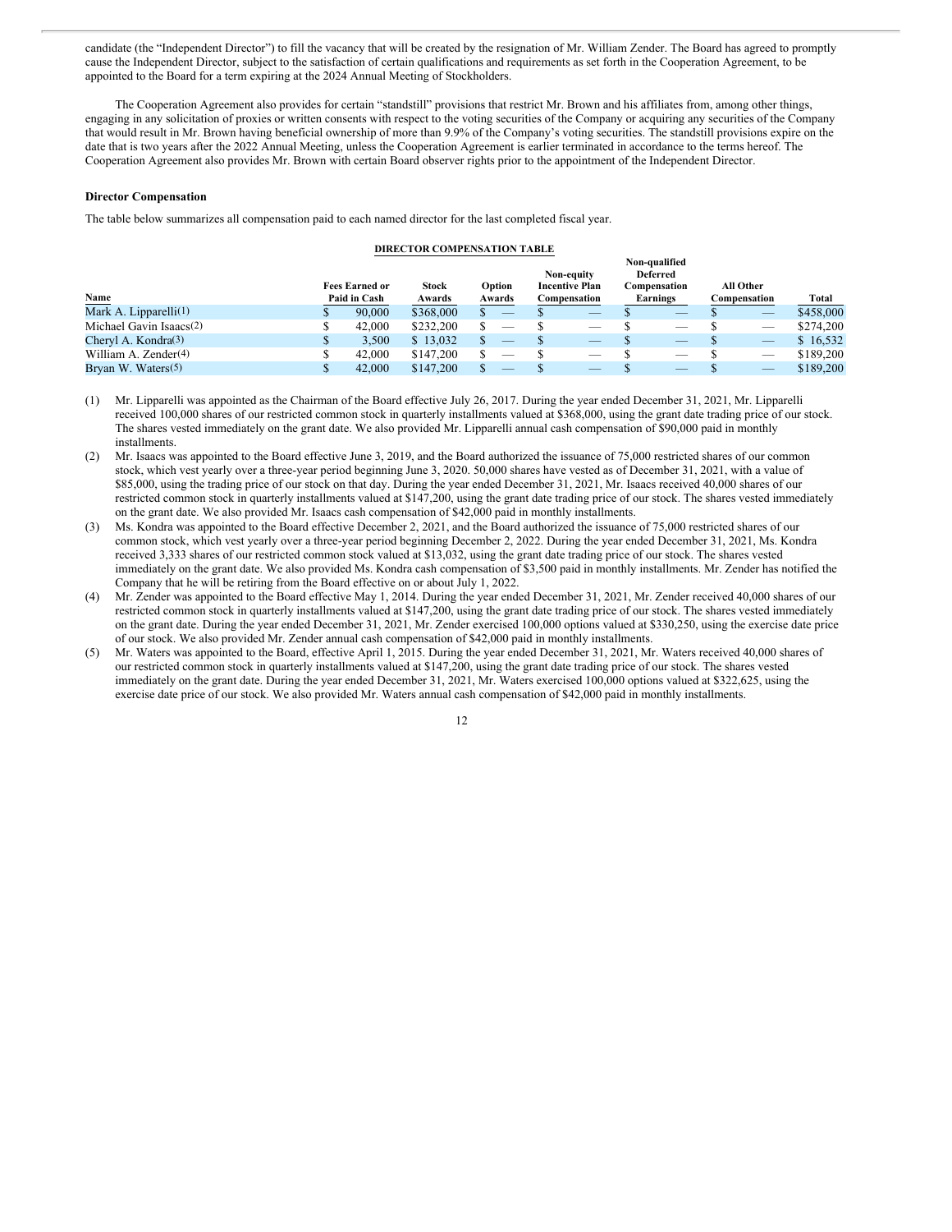candidate (the "Independent Director") to fill the vacancy that will be created by the resignation of Mr. William Zender. The Board has agreed to promptly cause the Independent Director, subject to the satisfaction of certain qualifications and requirements as set forth in the Cooperation Agreement, to be appointed to the Board for a term expiring at the 2024 Annual Meeting of Stockholders.

The Cooperation Agreement also provides for certain "standstill" provisions that restrict Mr. Brown and his affiliates from, among other things, engaging in any solicitation of proxies or written consents with respect to the voting securities of the Company or acquiring any securities of the Company that would result in Mr. Brown having beneficial ownership of more than 9.9% of the Company's voting securities. The standstill provisions expire on the date that is two years after the 2022 Annual Meeting, unless the Cooperation Agreement is earlier terminated in accordance to the terms hereof. The Cooperation Agreement also provides Mr. Brown with certain Board observer rights prior to the appointment of the Independent Director.

**Director Compensation**

The table below summarizes all compensation paid to each named director for the last completed fiscal year.

**DIRECTOR COMPENSATION TABLE**

| Name | Fees Earned or Paid in Cash | Stock Awards | Option Awards | Non-equity Incentive Plan Compensation | Non-qualified Deferred Compensation Earnings | All Other Compensation | Total |
|---|---|---|---|---|---|---|---|
| Mark A. Lipparelli(1) | $ 90,000 | $368,000 | $ — | $ — | $ — | $ — | $458,000 |
| Michael Gavin Isaacs(2) | $ 42,000 | $232,200 | $ — | $ — | $ — | $ — | $274,200 |
| Cheryl A. Kondra(3) | $ 3,500 | $ 13,032 | $ — | $ — | $ — | $ — | $ 16,532 |
| William A. Zender(4) | $ 42,000 | $147,200 | $ — | $ — | $ — | $ — | $189,200 |
| Bryan W. Waters(5) | $ 42,000 | $147,200 | $ — | $ — | $ — | $ — | $189,200 |

(1) Mr. Lipparelli was appointed as the Chairman of the Board effective July 26, 2017. During the year ended December 31, 2021, Mr. Lipparelli received 100,000 shares of our restricted common stock in quarterly installments valued at $368,000, using the grant date trading price of our stock. The shares vested immediately on the grant date. We also provided Mr. Lipparelli annual cash compensation of $90,000 paid in monthly installments.

(2) Mr. Isaacs was appointed to the Board effective June 3, 2019, and the Board authorized the issuance of 75,000 restricted shares of our common stock, which vest yearly over a three-year period beginning June 3, 2020. 50,000 shares have vested as of December 31, 2021, with a value of $85,000, using the trading price of our stock on that day. During the year ended December 31, 2021, Mr. Isaacs received 40,000 shares of our restricted common stock in quarterly installments valued at $147,200, using the grant date trading price of our stock. The shares vested immediately on the grant date. We also provided Mr. Isaacs cash compensation of $42,000 paid in monthly installments.

(3) Ms. Kondra was appointed to the Board effective December 2, 2021, and the Board authorized the issuance of 75,000 restricted shares of our common stock, which vest yearly over a three-year period beginning December 2, 2022. During the year ended December 31, 2021, Ms. Kondra received 3,333 shares of our restricted common stock valued at $13,032, using the grant date trading price of our stock. The shares vested immediately on the grant date. We also provided Ms. Kondra cash compensation of $3,500 paid in monthly installments. Mr. Zender has notified the Company that he will be retiring from the Board effective on or about July 1, 2022.

(4) Mr. Zender was appointed to the Board effective May 1, 2014. During the year ended December 31, 2021, Mr. Zender received 40,000 shares of our restricted common stock in quarterly installments valued at $147,200, using the grant date trading price of our stock. The shares vested immediately on the grant date. During the year ended December 31, 2021, Mr. Zender exercised 100,000 options valued at $330,250, using the exercise date price of our stock. We also provided Mr. Zender annual cash compensation of $42,000 paid in monthly installments.

(5) Mr. Waters was appointed to the Board, effective April 1, 2015. During the year ended December 31, 2021, Mr. Waters received 40,000 shares of our restricted common stock in quarterly installments valued at $147,200, using the grant date trading price of our stock. The shares vested immediately on the grant date. During the year ended December 31, 2021, Mr. Waters exercised 100,000 options valued at $322,625, using the exercise date price of our stock. We also provided Mr. Waters annual cash compensation of $42,000 paid in monthly installments.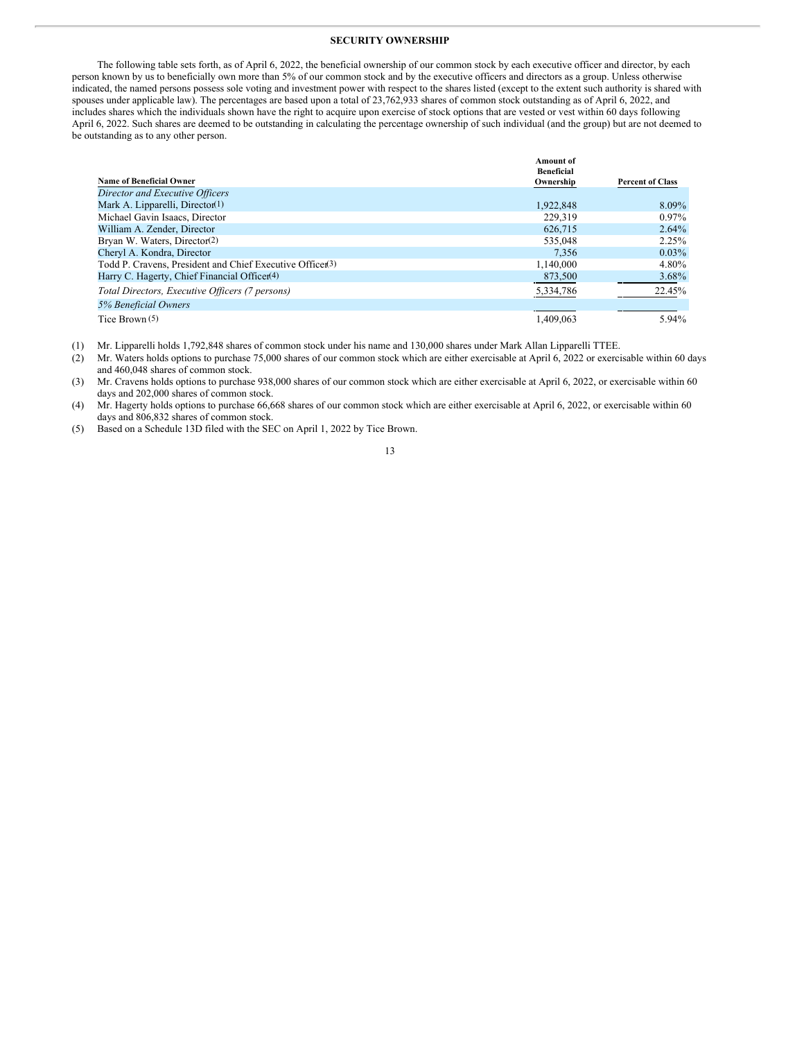## SECURITY OWNERSHIP

The following table sets forth, as of April 6, 2022, the beneficial ownership of our common stock by each executive officer and director, by each person known by us to beneficially own more than 5% of our common stock and by the executive officers and directors as a group. Unless otherwise indicated, the named persons possess sole voting and investment power with respect to the shares listed (except to the extent such authority is shared with spouses under applicable law). The percentages are based upon a total of 23,762,933 shares of common stock outstanding as of April 6, 2022, and includes shares which the individuals shown have the right to acquire upon exercise of stock options that are vested or vest within 60 days following April 6, 2022. Such shares are deemed to be outstanding in calculating the percentage ownership of such individual (and the group) but are not deemed to be outstanding as to any other person.

| Name of Beneficial Owner | Amount of Beneficial Ownership | Percent of Class |
|---|---|---|
| *Director and Executive Officers* | | |
| Mark A. Lipparelli, Director(1) | 1,922,848 | 8.09% |
| Michael Gavin Isaacs, Director | 229,319 | 0.97% |
| William A. Zender, Director | 626,715 | 2.64% |
| Bryan W. Waters, Director(2) | 535,048 | 2.25% |
| Cheryl A. Kondra, Director | 7,356 | 0.03% |
| Todd P. Cravens, President and Chief Executive Officer(3) | 1,140,000 | 4.80% |
| Harry C. Hagerty, Chief Financial Officer(4) | 873,500 | 3.68% |
| *Total Directors, Executive Officers (7 persons)* | 5,334,786 | 22.45% |
| *5% Beneficial Owners* | | |
| Tice Brown (5) | 1,409,063 | 5.94% |

(1) Mr. Lipparelli holds 1,792,848 shares of common stock under his name and 130,000 shares under Mark Allan Lipparelli TTEE.

(2) Mr. Waters holds options to purchase 75,000 shares of our common stock which are either exercisable at April 6, 2022 or exercisable within 60 days and 460,048 shares of common stock.

(3) Mr. Cravens holds options to purchase 938,000 shares of our common stock which are either exercisable at April 6, 2022, or exercisable within 60 days and 202,000 shares of common stock.

(4) Mr. Hagerty holds options to purchase 66,668 shares of our common stock which are either exercisable at April 6, 2022, or exercisable within 60 days and 806,832 shares of common stock.

(5) Based on a Schedule 13D filed with the SEC on April 1, 2022 by Tice Brown.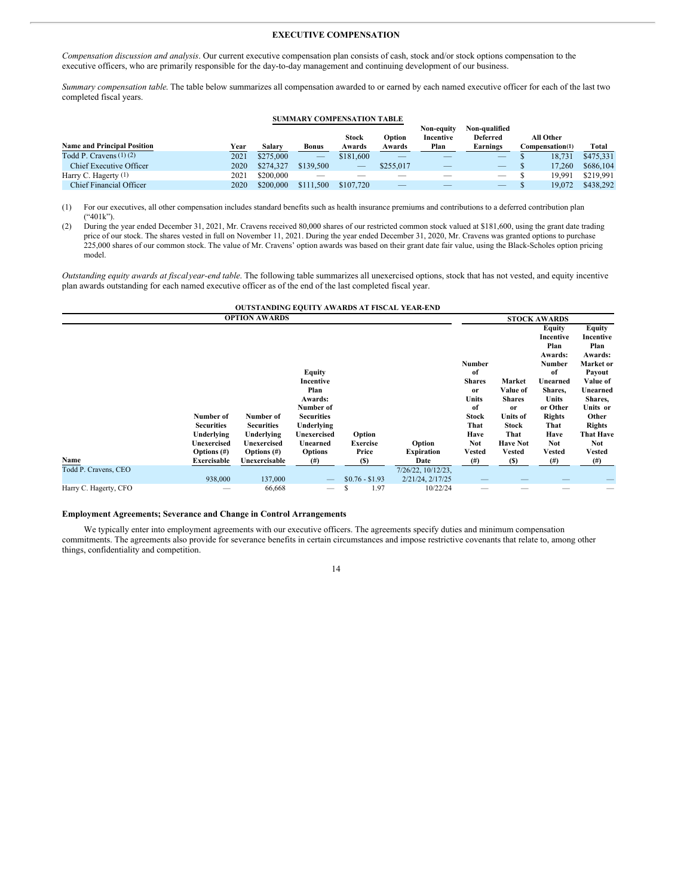## EXECUTIVE COMPENSATION

*Compensation discussion and analysis*. Our current executive compensation plan consists of cash, stock and/or stock options compensation to the executive officers, who are primarily responsible for the day-to-day management and continuing development of our business.

*Summary compensation table.* The table below summarizes all compensation awarded to or earned by each named executive officer for each of the last two completed fiscal years.

**SUMMARY COMPENSATION TABLE**

| Name and Principal Position | Year | Salary | Bonus | Stock Awards | Option Awards | Non-equity Incentive Plan | Non-qualified Deferred Earnings | All Other Compensation(1) | Total |
|---|---|---|---|---|---|---|---|---|---|
| Todd P. Cravens (1) (2) | 2021 | $275,000 | — | $181,600 | — | — | — | $ 18,731 | $475,331 |
| Chief Executive Officer | 2020 | $274,327 | $139,500 | — | $255,017 | — | — | $ 17,260 | $686,104 |
| Harry C. Hagerty (1) | 2021 | $200,000 | — | — | — | — | — | $ 19,991 | $219,991 |
| Chief Financial Officer | 2020 | $200,000 | $111,500 | $107,720 | — | — | — | $ 19,072 | $438,292 |

(1) For our executives, all other compensation includes standard benefits such as health insurance premiums and contributions to a deferred contribution plan ("401k").

(2) During the year ended December 31, 2021, Mr. Cravens received 80,000 shares of our restricted common stock valued at $181,600, using the grant date trading price of our stock. The shares vested in full on November 11, 2021. During the year ended December 31, 2020, Mr. Cravens was granted options to purchase 225,000 shares of our common stock. The value of Mr. Cravens' option awards was based on their grant date fair value, using the Black-Scholes option pricing model.

*Outstanding equity awards at fiscal year-end table.* The following table summarizes all unexercised options, stock that has not vested, and equity incentive plan awards outstanding for each named executive officer as of the end of the last completed fiscal year.

**OUTSTANDING EQUITY AWARDS AT FISCAL YEAR-END**

| | OPTION AWARDS | | | | | STOCK AWARDS | | | |
|---|---|---|---|---|---|---|---|---|---|
| Name | Number of Securities Underlying Unexercised Options (#) Exercisable | Number of Securities Underlying Unexercised Options (#) Unexercisable | Equity Incentive Plan Awards: Number of Securities Underlying Unexercised Unearned Options (#) | Option Exercise Price ($) | Option Expiration Date | Number of Shares or Units of Stock That Have Not Vested (#) | Market Value of Shares or Units of Stock That Have Not Vested ($) | Equity Incentive Plan Awards: Number of Unearned Shares, Units or Other Rights That Have Not Vested (#) | Equity Incentive Plan Awards: Market or Payout Value of Unearned Shares, Units or Other Rights That Have Not Vested (#) |
| Todd P. Cravens, CEO | 938,000 | 137,000 | — | $0.76 - $1.93 | 7/26/22, 10/12/23, 2/21/24, 2/17/25 | — | — | — | — |
| Harry C. Hagerty, CFO | — | 66,668 | — | $ 1.97 | 10/22/24 | — | — | — | — |

### Employment Agreements; Severance and Change in Control Arrangements

We typically enter into employment agreements with our executive officers. The agreements specify duties and minimum compensation commitments. The agreements also provide for severance benefits in certain circumstances and impose restrictive covenants that relate to, among other things, confidentiality and competition.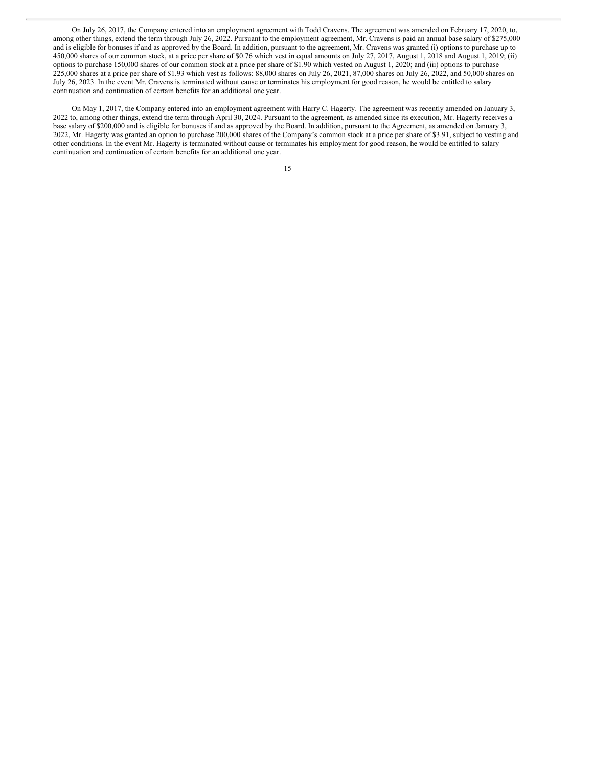On July 26, 2017, the Company entered into an employment agreement with Todd Cravens. The agreement was amended on February 17, 2020, to, among other things, extend the term through July 26, 2022. Pursuant to the employment agreement, Mr. Cravens is paid an annual base salary of $275,000 and is eligible for bonuses if and as approved by the Board. In addition, pursuant to the agreement, Mr. Cravens was granted (i) options to purchase up to 450,000 shares of our common stock, at a price per share of $0.76 which vest in equal amounts on July 27, 2017, August 1, 2018 and August 1, 2019; (ii) options to purchase 150,000 shares of our common stock at a price per share of $1.90 which vested on August 1, 2020; and (iii) options to purchase 225,000 shares at a price per share of $1.93 which vest as follows: 88,000 shares on July 26, 2021, 87,000 shares on July 26, 2022, and 50,000 shares on July 26, 2023. In the event Mr. Cravens is terminated without cause or terminates his employment for good reason, he would be entitled to salary continuation and continuation of certain benefits for an additional one year.

On May 1, 2017, the Company entered into an employment agreement with Harry C. Hagerty. The agreement was recently amended on January 3, 2022 to, among other things, extend the term through April 30, 2024. Pursuant to the agreement, as amended since its execution, Mr. Hagerty receives a base salary of $200,000 and is eligible for bonuses if and as approved by the Board. In addition, pursuant to the Agreement, as amended on January 3, 2022, Mr. Hagerty was granted an option to purchase 200,000 shares of the Company's common stock at a price per share of $3.91, subject to vesting and other conditions. In the event Mr. Hagerty is terminated without cause or terminates his employment for good reason, he would be entitled to salary continuation and continuation of certain benefits for an additional one year.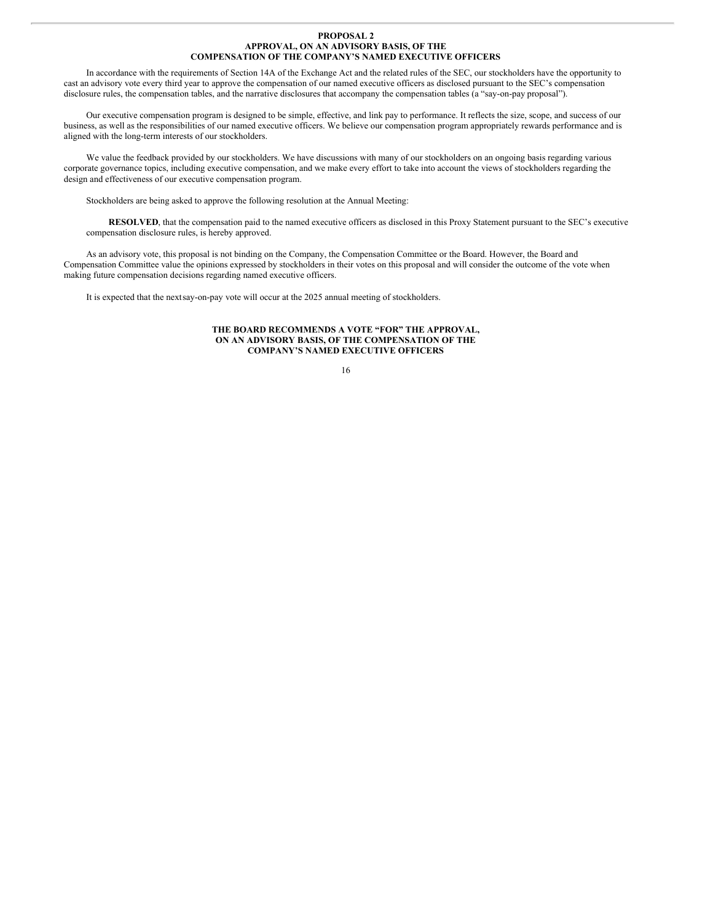## PROPOSAL 2
## APPROVAL, ON AN ADVISORY BASIS, OF THE COMPENSATION OF THE COMPANY'S NAMED EXECUTIVE OFFICERS

In accordance with the requirements of Section 14A of the Exchange Act and the related rules of the SEC, our stockholders have the opportunity to cast an advisory vote every third year to approve the compensation of our named executive officers as disclosed pursuant to the SEC's compensation disclosure rules, the compensation tables, and the narrative disclosures that accompany the compensation tables (a "say-on-pay proposal").

Our executive compensation program is designed to be simple, effective, and link pay to performance. It reflects the size, scope, and success of our business, as well as the responsibilities of our named executive officers. We believe our compensation program appropriately rewards performance and is aligned with the long-term interests of our stockholders.

We value the feedback provided by our stockholders. We have discussions with many of our stockholders on an ongoing basis regarding various corporate governance topics, including executive compensation, and we make every effort to take into account the views of stockholders regarding the design and effectiveness of our executive compensation program.

Stockholders are being asked to approve the following resolution at the Annual Meeting:

**RESOLVED**, that the compensation paid to the named executive officers as disclosed in this Proxy Statement pursuant to the SEC's executive compensation disclosure rules, is hereby approved.

As an advisory vote, this proposal is not binding on the Company, the Compensation Committee or the Board. However, the Board and Compensation Committee value the opinions expressed by stockholders in their votes on this proposal and will consider the outcome of the vote when making future compensation decisions regarding named executive officers.

It is expected that the next say-on-pay vote will occur at the 2025 annual meeting of stockholders.

**THE BOARD RECOMMENDS A VOTE "FOR" THE APPROVAL, ON AN ADVISORY BASIS, OF THE COMPENSATION OF THE COMPANY'S NAMED EXECUTIVE OFFICERS**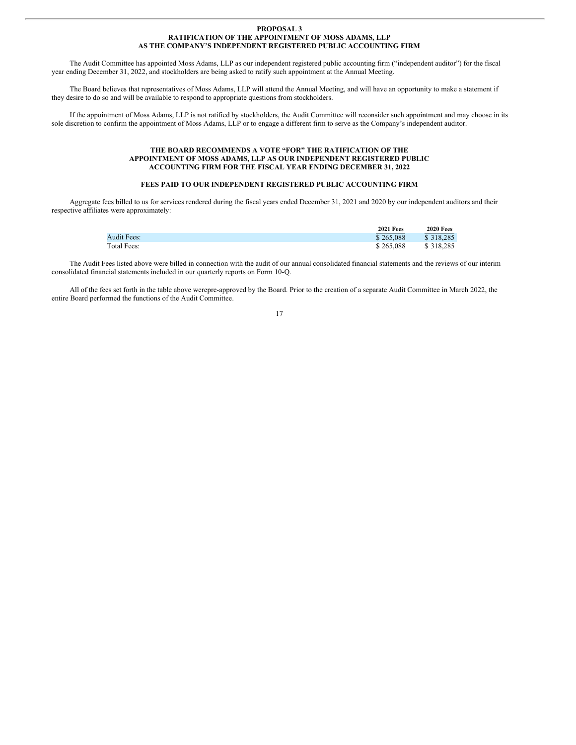# PROPOSAL 3
# RATIFICATION OF THE APPOINTMENT OF MOSS ADAMS, LLP AS THE COMPANY'S INDEPENDENT REGISTERED PUBLIC ACCOUNTING FIRM

The Audit Committee has appointed Moss Adams, LLP as our independent registered public accounting firm ("independent auditor") for the fiscal year ending December 31, 2022, and stockholders are being asked to ratify such appointment at the Annual Meeting.

The Board believes that representatives of Moss Adams, LLP will attend the Annual Meeting, and will have an opportunity to make a statement if they desire to do so and will be available to respond to appropriate questions from stockholders.

If the appointment of Moss Adams, LLP is not ratified by stockholders, the Audit Committee will reconsider such appointment and may choose in its sole discretion to confirm the appointment of Moss Adams, LLP or to engage a different firm to serve as the Company's independent auditor.

**THE BOARD RECOMMENDS A VOTE "FOR" THE RATIFICATION OF THE APPOINTMENT OF MOSS ADAMS, LLP AS OUR INDEPENDENT REGISTERED PUBLIC ACCOUNTING FIRM FOR THE FISCAL YEAR ENDING DECEMBER 31, 2022**

## FEES PAID TO OUR INDEPENDENT REGISTERED PUBLIC ACCOUNTING FIRM

Aggregate fees billed to us for services rendered during the fiscal years ended December 31, 2021 and 2020 by our independent auditors and their respective affiliates were approximately:

| | 2021 Fees | 2020 Fees |
|---|---|---|
| Audit Fees: | $ 265,088 | $ 318,285 |
| Total Fees: | $ 265,088 | $ 318,285 |

The Audit Fees listed above were billed in connection with the audit of our annual consolidated financial statements and the reviews of our interim consolidated financial statements included in our quarterly reports on Form 10-Q.

All of the fees set forth in the table above werepre-approved by the Board. Prior to the creation of a separate Audit Committee in March 2022, the entire Board performed the functions of the Audit Committee.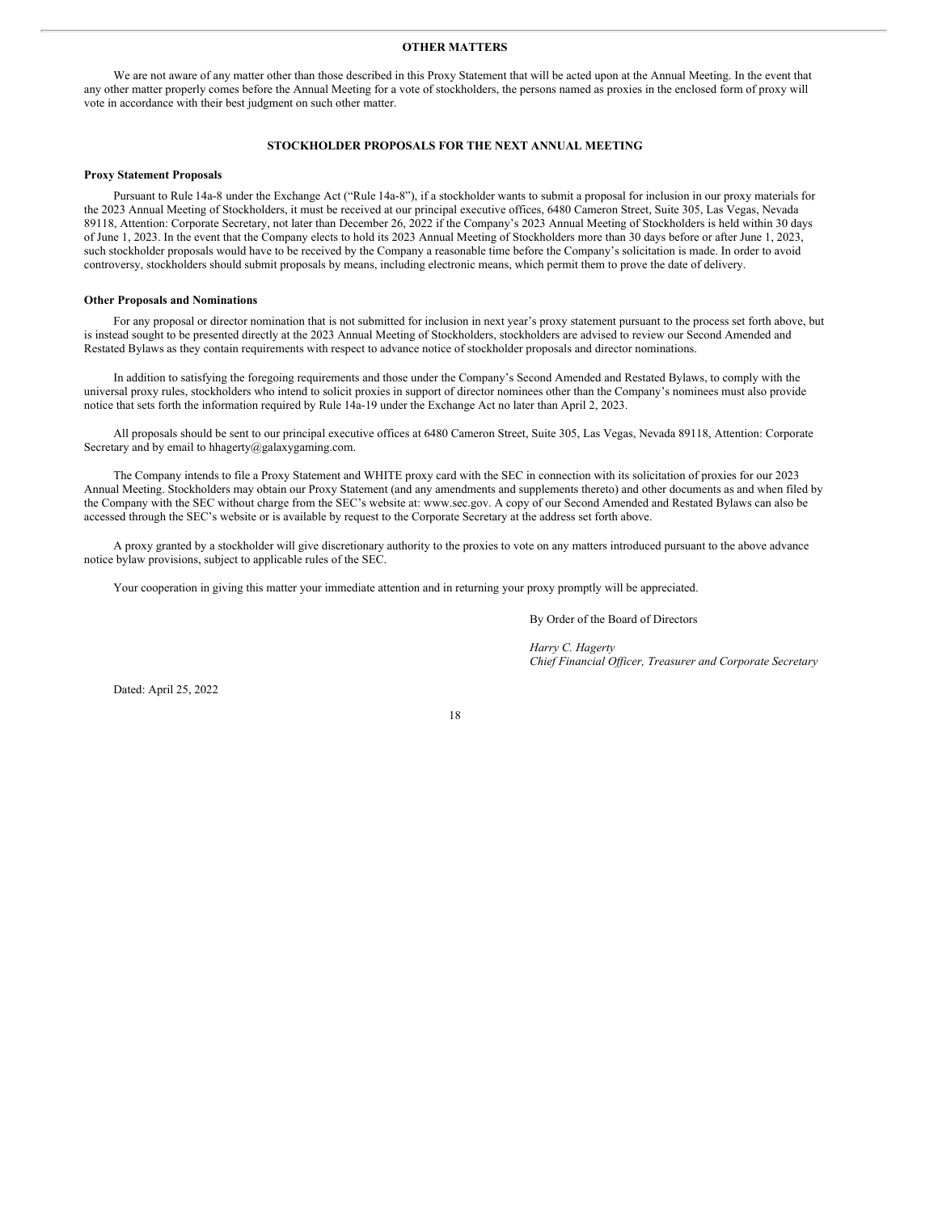## OTHER MATTERS

We are not aware of any matter other than those described in this Proxy Statement that will be acted upon at the Annual Meeting. In the event that any other matter properly comes before the Annual Meeting for a vote of stockholders, the persons named as proxies in the enclosed form of proxy will vote in accordance with their best judgment on such other matter.

## STOCKHOLDER PROPOSALS FOR THE NEXT ANNUAL MEETING

### Proxy Statement Proposals

Pursuant to Rule 14a-8 under the Exchange Act ("Rule 14a-8"), if a stockholder wants to submit a proposal for inclusion in our proxy materials for the 2023 Annual Meeting of Stockholders, it must be received at our principal executive offices, 6480 Cameron Street, Suite 305, Las Vegas, Nevada 89118, Attention: Corporate Secretary, not later than December 26, 2022 if the Company's 2023 Annual Meeting of Stockholders is held within 30 days of June 1, 2023. In the event that the Company elects to hold its 2023 Annual Meeting of Stockholders more than 30 days before or after June 1, 2023, such stockholder proposals would have to be received by the Company a reasonable time before the Company's solicitation is made. In order to avoid controversy, stockholders should submit proposals by means, including electronic means, which permit them to prove the date of delivery.

### Other Proposals and Nominations

For any proposal or director nomination that is not submitted for inclusion in next year's proxy statement pursuant to the process set forth above, but is instead sought to be presented directly at the 2023 Annual Meeting of Stockholders, stockholders are advised to review our Second Amended and Restated Bylaws as they contain requirements with respect to advance notice of stockholder proposals and director nominations.

In addition to satisfying the foregoing requirements and those under the Company's Second Amended and Restated Bylaws, to comply with the universal proxy rules, stockholders who intend to solicit proxies in support of director nominees other than the Company's nominees must also provide notice that sets forth the information required by Rule 14a-19 under the Exchange Act no later than April 2, 2023.

All proposals should be sent to our principal executive offices at 6480 Cameron Street, Suite 305, Las Vegas, Nevada 89118, Attention: Corporate Secretary and by email to hhagerty@galaxygaming.com.

The Company intends to file a Proxy Statement and WHITE proxy card with the SEC in connection with its solicitation of proxies for our 2023 Annual Meeting. Stockholders may obtain our Proxy Statement (and any amendments and supplements thereto) and other documents as and when filed by the Company with the SEC without charge from the SEC's website at: www.sec.gov. A copy of our Second Amended and Restated Bylaws can also be accessed through the SEC's website or is available by request to the Corporate Secretary at the address set forth above.

A proxy granted by a stockholder will give discretionary authority to the proxies to vote on any matters introduced pursuant to the above advance notice bylaw provisions, subject to applicable rules of the SEC.

Your cooperation in giving this matter your immediate attention and in returning your proxy promptly will be appreciated.

By Order of the Board of Directors

*Harry C. Hagerty*
*Chief Financial Officer, Treasurer and Corporate Secretary*

Dated: April 25, 2022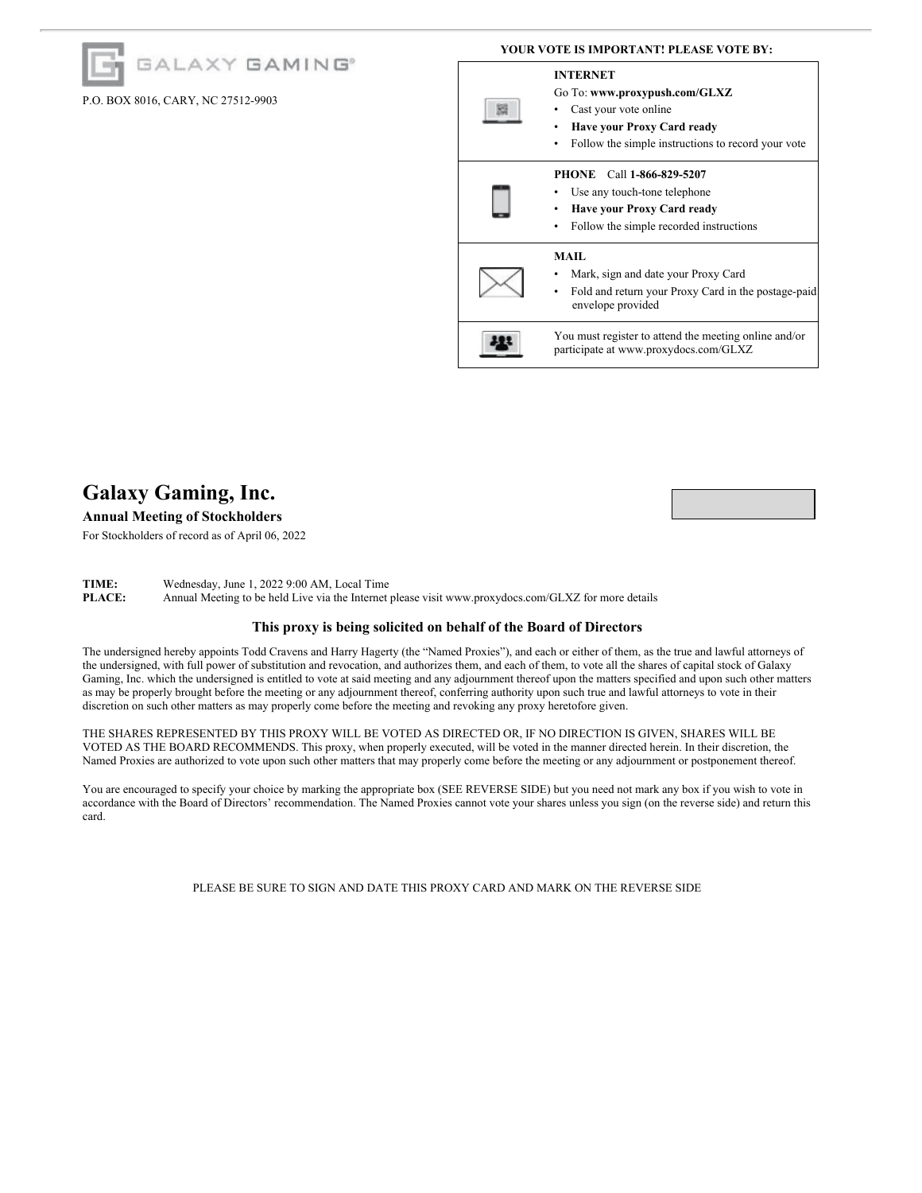GALAXY GAMING®

P.O. BOX 8016, CARY, NC 27512-9903

**YOUR VOTE IS IMPORTANT! PLEASE VOTE BY:**

| | |
|---|---|
| | **INTERNET**<br>Go To: **www.proxypush.com/GLXZ**<br>• Cast your vote online<br>• **Have your Proxy Card ready**<br>• Follow the simple instructions to record your vote |
| | **PHONE** Call **1-866-829-5207**<br>• Use any touch-tone telephone<br>• **Have your Proxy Card ready**<br>• Follow the simple recorded instructions |
| | **MAIL**<br>• Mark, sign and date your Proxy Card<br>• Fold and return your Proxy Card in the postage-paid envelope provided |
| | You must register to attend the meeting online and/or participate at www.proxydocs.com/GLXZ |

# Galaxy Gaming, Inc.

**Annual Meeting of Stockholders**

For Stockholders of record as of April 06, 2022

**TIME:** Wednesday, June 1, 2022 9:00 AM, Local Time
**PLACE:** Annual Meeting to be held Live via the Internet please visit www.proxydocs.com/GLXZ for more details

### This proxy is being solicited on behalf of the Board of Directors

The undersigned hereby appoints Todd Cravens and Harry Hagerty (the "Named Proxies"), and each or either of them, as the true and lawful attorneys of the undersigned, with full power of substitution and revocation, and authorizes them, and each of them, to vote all the shares of capital stock of Galaxy Gaming, Inc. which the undersigned is entitled to vote at said meeting and any adjournment thereof upon the matters specified and upon such other matters as may be properly brought before the meeting or any adjournment thereof, conferring authority upon such true and lawful attorneys to vote in their discretion on such other matters as may properly come before the meeting and revoking any proxy heretofore given.

THE SHARES REPRESENTED BY THIS PROXY WILL BE VOTED AS DIRECTED OR, IF NO DIRECTION IS GIVEN, SHARES WILL BE VOTED AS THE BOARD RECOMMENDS. This proxy, when properly executed, will be voted in the manner directed herein. In their discretion, the Named Proxies are authorized to vote upon such other matters that may properly come before the meeting or any adjournment or postponement thereof.

You are encouraged to specify your choice by marking the appropriate box (SEE REVERSE SIDE) but you need not mark any box if you wish to vote in accordance with the Board of Directors' recommendation. The Named Proxies cannot vote your shares unless you sign (on the reverse side) and return this card.

PLEASE BE SURE TO SIGN AND DATE THIS PROXY CARD AND MARK ON THE REVERSE SIDE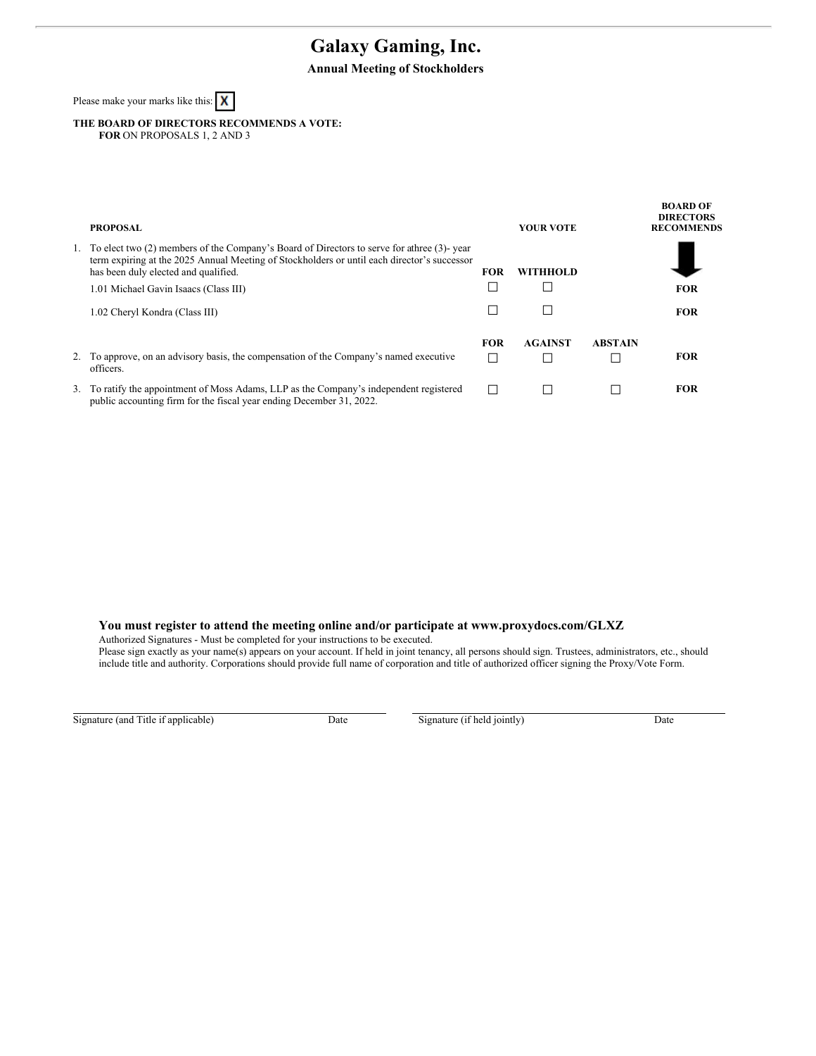# Galaxy Gaming, Inc.

**Annual Meeting of Stockholders**

Please make your marks like this: X

**THE BOARD OF DIRECTORS RECOMMENDS A VOTE:**
**FOR** ON PROPOSALS 1, 2 AND 3

| | **PROPOSAL** | **YOUR VOTE** | | | **BOARD OF DIRECTORS RECOMMENDS** |
|---|---|---|---|---|---|
| 1. | To elect two (2) members of the Company's Board of Directors to serve for athree (3)- year term expiring at the 2025 Annual Meeting of Stockholders or until each director's successor has been duly elected and qualified. | **FOR** | **WITHHOLD** | | |
| | 1.01 Michael Gavin Isaacs (Class III) | ☐ | ☐ | | **FOR** |
| | 1.02 Cheryl Kondra (Class III) | ☐ | ☐ | | **FOR** |
| | | **FOR** | **AGAINST** | **ABSTAIN** | |
| 2. | To approve, on an advisory basis, the compensation of the Company's named executive officers. | ☐ | ☐ | ☐ | **FOR** |
| 3. | To ratify the appointment of Moss Adams, LLP as the Company's independent registered public accounting firm for the fiscal year ending December 31, 2022. | ☐ | ☐ | ☐ | **FOR** |

**You must register to attend the meeting online and/or participate at www.proxydocs.com/GLXZ**

Authorized Signatures - Must be completed for your instructions to be executed.

Please sign exactly as your name(s) appears on your account. If held in joint tenancy, all persons should sign. Trustees, administrators, etc., should include title and authority. Corporations should provide full name of corporation and title of authorized officer signing the Proxy/Vote Form.

Signature (and Title if applicable) Date

Signature (if held jointly) Date